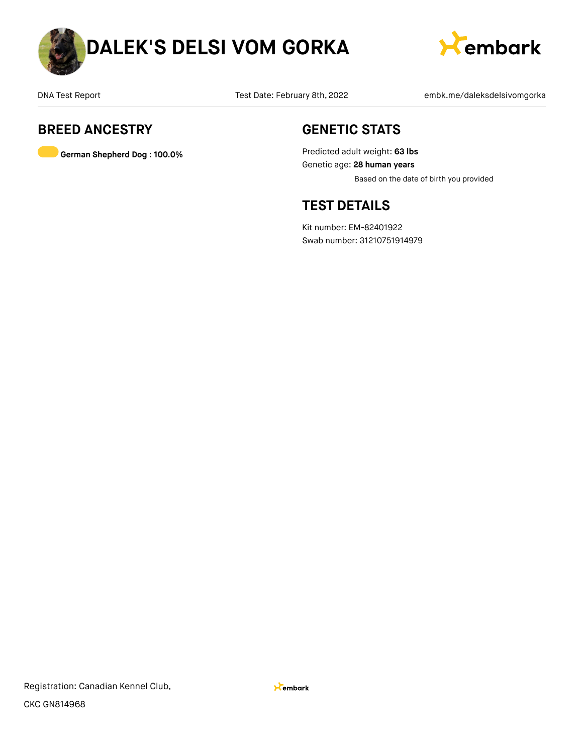# DALEK'S DELSI VOM GORKA

DNA Test Report

Test Date: February 8th, 2022

embk.me/daleksdelsivomgorka

## BREED ANCESTRY

**German Shepherd Dog : 100.0%**

## GENETIC STATS

Predicted adult weight: **63 lbs**

Genetic age: **28 human years**

Based on the date of birth you provided

## TEST DETAILS

Kit number: EM-82401922

Swab number: 31210751914979

Registration: Canadian Kennel Club,

CKC GN814968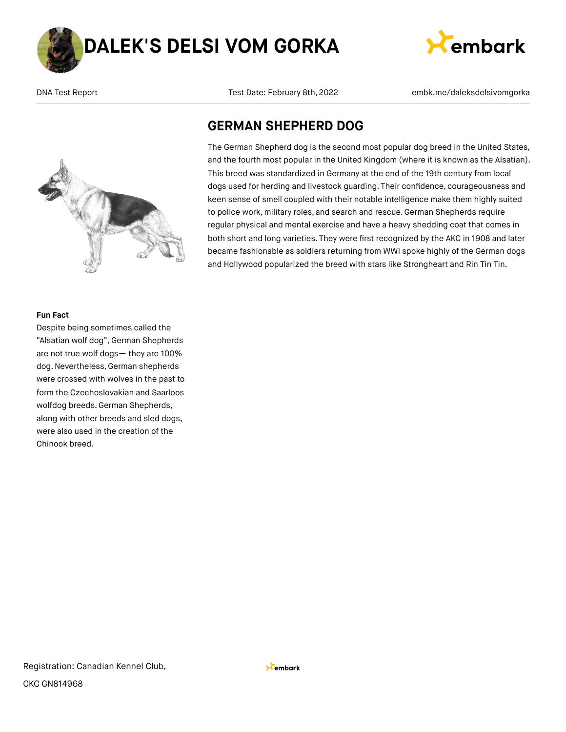# DALEK'S DELSI VOM GORKA

DNA Test Report | Test Date: February 8th, 2022 | embk.me/daleksdelsivomgorka

## GERMAN SHEPHERD DOG

The German Shepherd dog is the second most popular dog breed in the United States, and the fourth most popular in the United Kingdom (where it is known as the Alsatian). This breed was standardized in Germany at the end of the 19th century from local dogs used for herding and livestock guarding. Their confidence, courageousness and keen sense of smell coupled with their notable intelligence make them highly suited to police work, military roles, and search and rescue. German Shepherds require regular physical and mental exercise and have a heavy shedding coat that comes in both short and long varieties. They were first recognized by the AKC in 1908 and later became fashionable as soldiers returning from WWI spoke highly of the German dogs and Hollywood popularized the breed with stars like Strongheart and Rin Tin Tin.

**Fun Fact**

Despite being sometimes called the "Alsatian wolf dog", German Shepherds are not true wolf dogs— they are 100% dog. Nevertheless, German shepherds were crossed with wolves in the past to form the Czechoslovakian and Saarloos wolfdog breeds. German Shepherds, along with other breeds and sled dogs, were also used in the creation of the Chinook breed.

Registration: Canadian Kennel Club,

CKC GN814968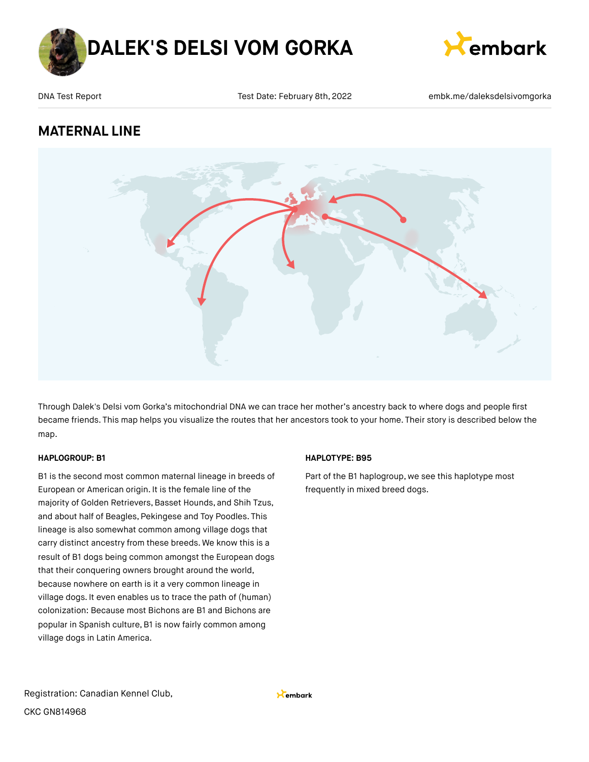# DALEK'S DELSI VOM GORKA

DNA Test Report | Test Date: February 8th, 2022 | embk.me/daleksdelsivomgorka

## MATERNAL LINE

Through Dalek's Delsi vom Gorka's mitochondrial DNA we can trace her mother's ancestry back to where dogs and people first became friends. This map helps you visualize the routes that her ancestors took to your home. Their story is described below the map.

#### HAPLOGROUP: B1

B1 is the second most common maternal lineage in breeds of European or American origin. It is the female line of the majority of Golden Retrievers, Basset Hounds, and Shih Tzus, and about half of Beagles, Pekingese and Toy Poodles. This lineage is also somewhat common among village dogs that carry distinct ancestry from these breeds. We know this is a result of B1 dogs being common amongst the European dogs that their conquering owners brought around the world, because nowhere on earth is it a very common lineage in village dogs. It even enables us to trace the path of (human) colonization: Because most Bichons are B1 and Bichons are popular in Spanish culture, B1 is now fairly common among village dogs in Latin America.

#### HAPLOTYPE: B95

Part of the B1 haplogroup, we see this haplotype most frequently in mixed breed dogs.

Registration: Canadian Kennel Club,

CKC GN814968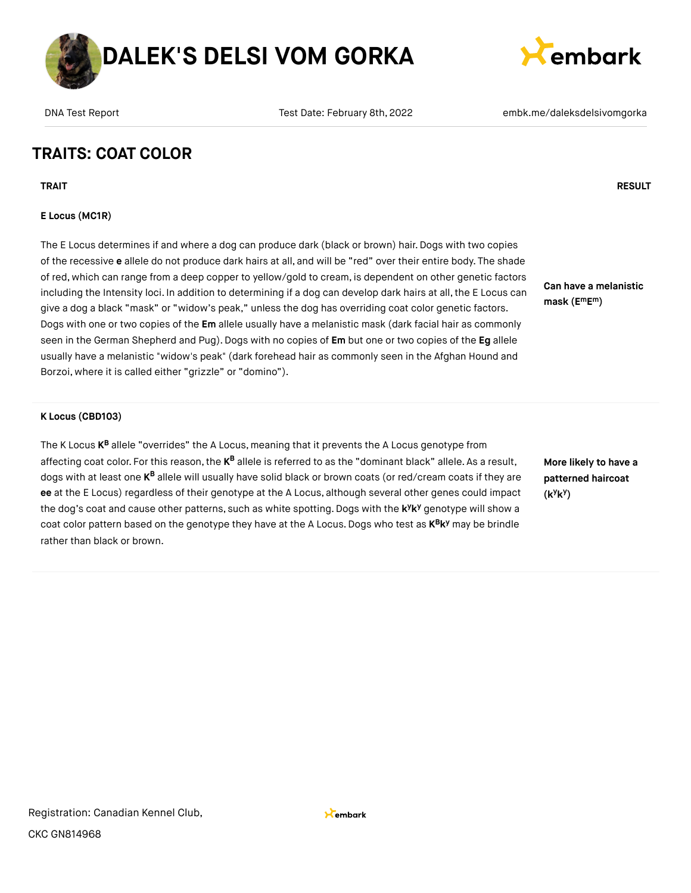# DALEK'S DELSI VOM GORKA

DNA Test Report | Test Date: February 8th, 2022 | embk.me/daleksdelsivomgorka

## TRAITS: COAT COLOR

| TRAIT | RESULT |
|---|---|
| **E Locus (MC1R)**<br><br>The E Locus determines if and where a dog can produce dark (black or brown) hair. Dogs with two copies of the recessive **e** allele do not produce dark hairs at all, and will be "red" over their entire body. The shade of red, which can range from a deep copper to yellow/gold to cream, is dependent on other genetic factors including the Intensity loci. In addition to determining if a dog can develop dark hairs at all, the E Locus can give a dog a black "mask" or "widow's peak," unless the dog has overriding coat color genetic factors. Dogs with one or two copies of the **Em** allele usually have a melanistic mask (dark facial hair as commonly seen in the German Shepherd and Pug). Dogs with no copies of **Em** but one or two copies of the **Eg** allele usually have a melanistic "widow's peak" (dark forehead hair as commonly seen in the Afghan Hound and Borzoi, where it is called either "grizzle" or "domino"). | **Can have a melanistic mask ($E^mE^m$)** |
| **K Locus (CBD103)**<br><br>The K Locus **$K^B$** allele "overrides" the A Locus, meaning that it prevents the A Locus genotype from affecting coat color. For this reason, the **$K^B$** allele is referred to as the "dominant black" allele. As a result, dogs with at least one **$K^B$** allele will usually have solid black or brown coats (or red/cream coats if they are **ee** at the E Locus) regardless of their genotype at the A Locus, although several other genes could impact the dog's coat and cause other patterns, such as white spotting. Dogs with the **$k^yk^y$** genotype will show a coat color pattern based on the genotype they have at the A Locus. Dogs who test as **$K^Bk^y$** may be brindle rather than black or brown. | **More likely to have a patterned haircoat ($k^yk^y$)** |

Registration: Canadian Kennel Club, CKC GN814968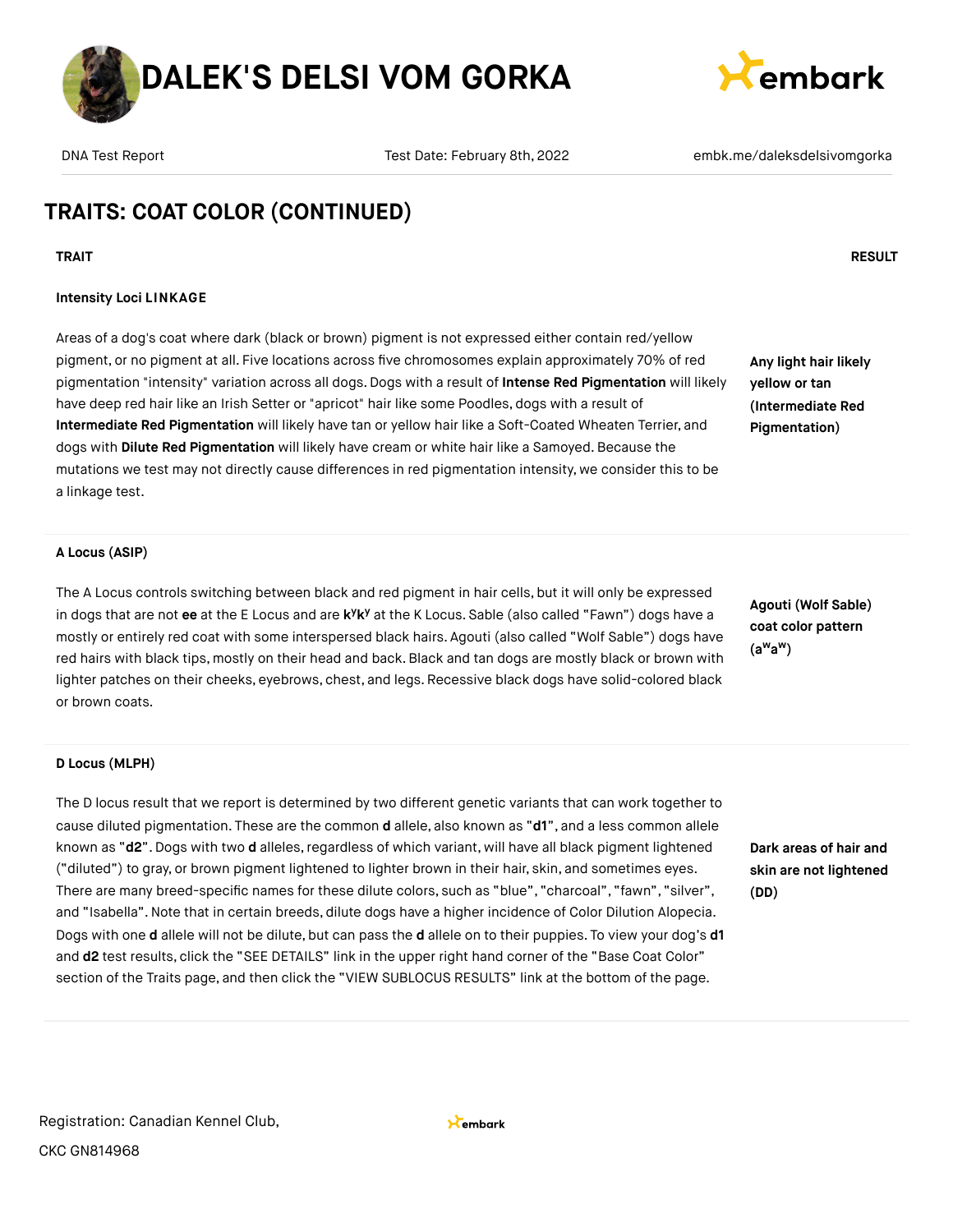# DALEK'S DELSI VOM GORKA

DNA Test Report | Test Date: February 8th, 2022 | embk.me/daleksdelsivomgorka

## TRAITS: COAT COLOR (CONTINUED)

| TRAIT | RESULT |
| --- | --- |
| **Intensity Loci LINKAGE**<br><br>Areas of a dog's coat where dark (black or brown) pigment is not expressed either contain red/yellow pigment, or no pigment at all. Five locations across five chromosomes explain approximately 70% of red pigmentation "intensity" variation across all dogs. Dogs with a result of **Intense Red Pigmentation** will likely have deep red hair like an Irish Setter or "apricot" hair like some Poodles, dogs with a result of **Intermediate Red Pigmentation** will likely have tan or yellow hair like a Soft-Coated Wheaten Terrier, and dogs with **Dilute Red Pigmentation** will likely have cream or white hair like a Samoyed. Because the mutations we test may not directly cause differences in red pigmentation intensity, we consider this to be a linkage test. | **Any light hair likely yellow or tan (Intermediate Red Pigmentation)** |
| **A Locus (ASIP)**<br><br>The A Locus controls switching between black and red pigment in hair cells, but it will only be expressed in dogs that are not **ee** at the E Locus and are **$k^yk^y$** at the K Locus. Sable (also called "Fawn") dogs have a mostly or entirely red coat with some interspersed black hairs. Agouti (also called "Wolf Sable") dogs have red hairs with black tips, mostly on their head and back. Black and tan dogs are mostly black or brown with lighter patches on their cheeks, eyebrows, chest, and legs. Recessive black dogs have solid-colored black or brown coats. | **Agouti (Wolf Sable) coat color pattern ($a^wa^w$)** |
| **D Locus (MLPH)**<br><br>The D locus result that we report is determined by two different genetic variants that can work together to cause diluted pigmentation. These are the common **d** allele, also known as "**d1**", and a less common allele known as "**d2**". Dogs with two **d** alleles, regardless of which variant, will have all black pigment lightened ("diluted") to gray, or brown pigment lightened to lighter brown in their hair, skin, and sometimes eyes. There are many breed-specific names for these dilute colors, such as "blue", "charcoal", "fawn", "silver", and "Isabella". Note that in certain breeds, dilute dogs have a higher incidence of Color Dilution Alopecia. Dogs with one **d** allele will not be dilute, but can pass the **d** allele on to their puppies. To view your dog's **d1** and **d2** test results, click the "SEE DETAILS" link in the upper right hand corner of the "Base Coat Color" section of the Traits page, and then click the "VIEW SUBLOCUS RESULTS" link at the bottom of the page. | **Dark areas of hair and skin are not lightened (DD)** |

Registration: Canadian Kennel Club, CKC GN814968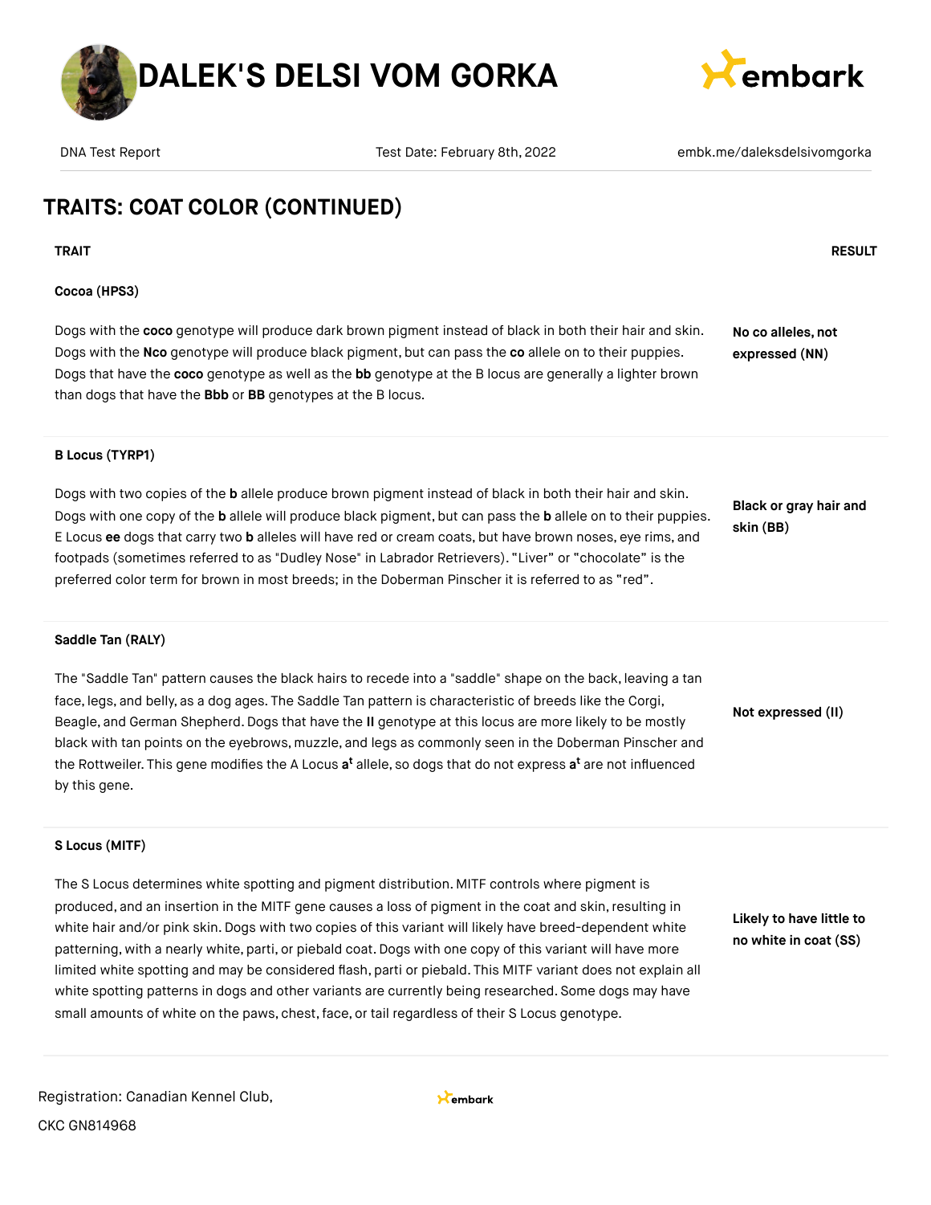## TRAITS: COAT COLOR (CONTINUED)

| TRAIT | RESULT |
|---|---|
| **Cocoa (HPS3)**<br><br>Dogs with the **coco** genotype will produce dark brown pigment instead of black in both their hair and skin. Dogs with the **Nco** genotype will produce black pigment, but can pass the **co** allele on to their puppies. Dogs that have the **coco** genotype as well as the **bb** genotype at the B locus are generally a lighter brown than dogs that have the **Bbb** or **BB** genotypes at the B locus. | **No co alleles, not expressed (NN)** |
| **B Locus (TYRP1)**<br><br>Dogs with two copies of the **b** allele produce brown pigment instead of black in both their hair and skin. Dogs with one copy of the **b** allele will produce black pigment, but can pass the **b** allele on to their puppies. E Locus **ee** dogs that carry two **b** alleles will have red or cream coats, but have brown noses, eye rims, and footpads (sometimes referred to as "Dudley Nose" in Labrador Retrievers). "Liver" or "chocolate" is the preferred color term for brown in most breeds; in the Doberman Pinscher it is referred to as "red". | **Black or gray hair and skin (BB)** |
| **Saddle Tan (RALY)**<br><br>The "Saddle Tan" pattern causes the black hairs to recede into a "saddle" shape on the back, leaving a tan face, legs, and belly, as a dog ages. The Saddle Tan pattern is characteristic of breeds like the Corgi, Beagle, and German Shepherd. Dogs that have the **II** genotype at this locus are more likely to be mostly black with tan points on the eyebrows, muzzle, and legs as commonly seen in the Doberman Pinscher and the Rottweiler. This gene modifies the A Locus $\mathbf{a^t}$ allele, so dogs that do not express $\mathbf{a^t}$ are not influenced by this gene. | **Not expressed (II)** |
| **S Locus (MITF)**<br><br>The S Locus determines white spotting and pigment distribution. MITF controls where pigment is produced, and an insertion in the MITF gene causes a loss of pigment in the coat and skin, resulting in white hair and/or pink skin. Dogs with two copies of this variant will likely have breed-dependent white patterning, with a nearly white, parti, or piebald coat. Dogs with one copy of this variant will have more limited white spotting and may be considered flash, parti or piebald. This MITF variant does not explain all white spotting patterns in dogs and other variants are currently being researched. Some dogs may have small amounts of white on the paws, chest, face, or tail regardless of their S Locus genotype. | **Likely to have little to no white in coat (SS)** |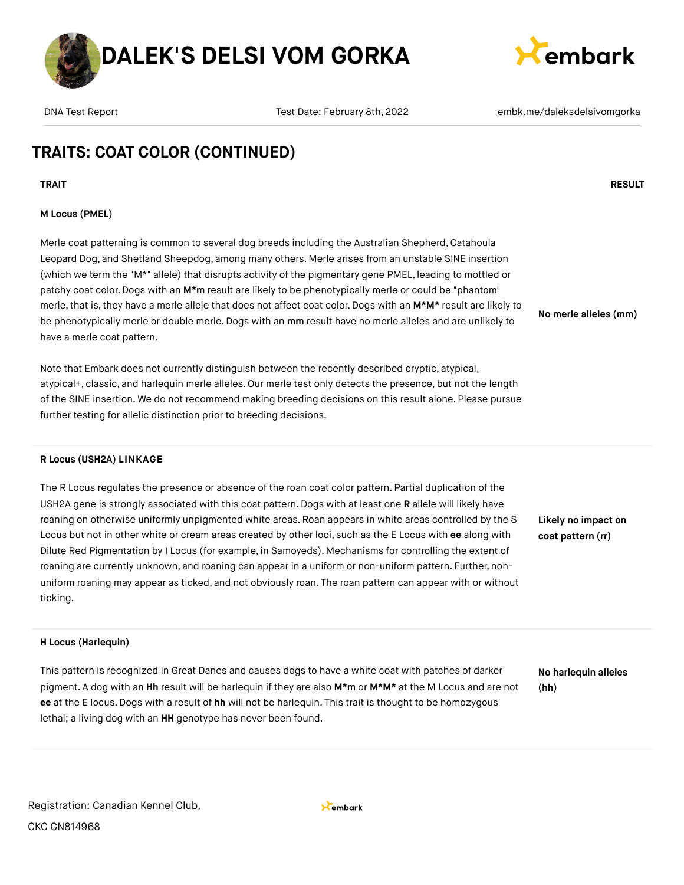## TRAITS: COAT COLOR (CONTINUED)

| TRAIT | RESULT |
| --- | --- |
| **M Locus (PMEL)**<br><br>Merle coat patterning is common to several dog breeds including the Australian Shepherd, Catahoula Leopard Dog, and Shetland Sheepdog, among many others. Merle arises from an unstable SINE insertion (which we term the "M*" allele) that disrupts activity of the pigmentary gene PMEL, leading to mottled or patchy coat color. Dogs with an **M*m** result are likely to be phenotypically merle or could be "phantom" merle, that is, they have a merle allele that does not affect coat color. Dogs with an **M*M*** result are likely to be phenotypically merle or double merle. Dogs with an **mm** result have no merle alleles and are unlikely to have a merle coat pattern.<br><br>Note that Embark does not currently distinguish between the recently described cryptic, atypical, atypical+, classic, and harlequin merle alleles. Our merle test only detects the presence, but not the length of the SINE insertion. We do not recommend making breeding decisions on this result alone. Please pursue further testing for allelic distinction prior to breeding decisions. | **No merle alleles (mm)** |
| **R Locus (USH2A) LINKAGE**<br><br>The R Locus regulates the presence or absence of the roan coat color pattern. Partial duplication of the USH2A gene is strongly associated with this coat pattern. Dogs with at least one **R** allele will likely have roaning on otherwise uniformly unpigmented white areas. Roan appears in white areas controlled by the S Locus but not in other white or cream areas created by other loci, such as the E Locus with **ee** along with Dilute Red Pigmentation by I Locus (for example, in Samoyeds). Mechanisms for controlling the extent of roaning are currently unknown, and roaning can appear in a uniform or non-uniform pattern. Further, non-uniform roaning may appear as ticked, and not obviously roan. The roan pattern can appear with or without ticking. | **Likely no impact on coat pattern (rr)** |
| **H Locus (Harlequin)**<br><br>This pattern is recognized in Great Danes and causes dogs to have a white coat with patches of darker pigment. A dog with an **Hh** result will be harlequin if they are also **M*m** or **M*M*** at the M Locus and are not **ee** at the E locus. Dogs with a result of **hh** will not be harlequin. This trait is thought to be homozygous lethal; a living dog with an **HH** genotype has never been found. | **No harlequin alleles (hh)** |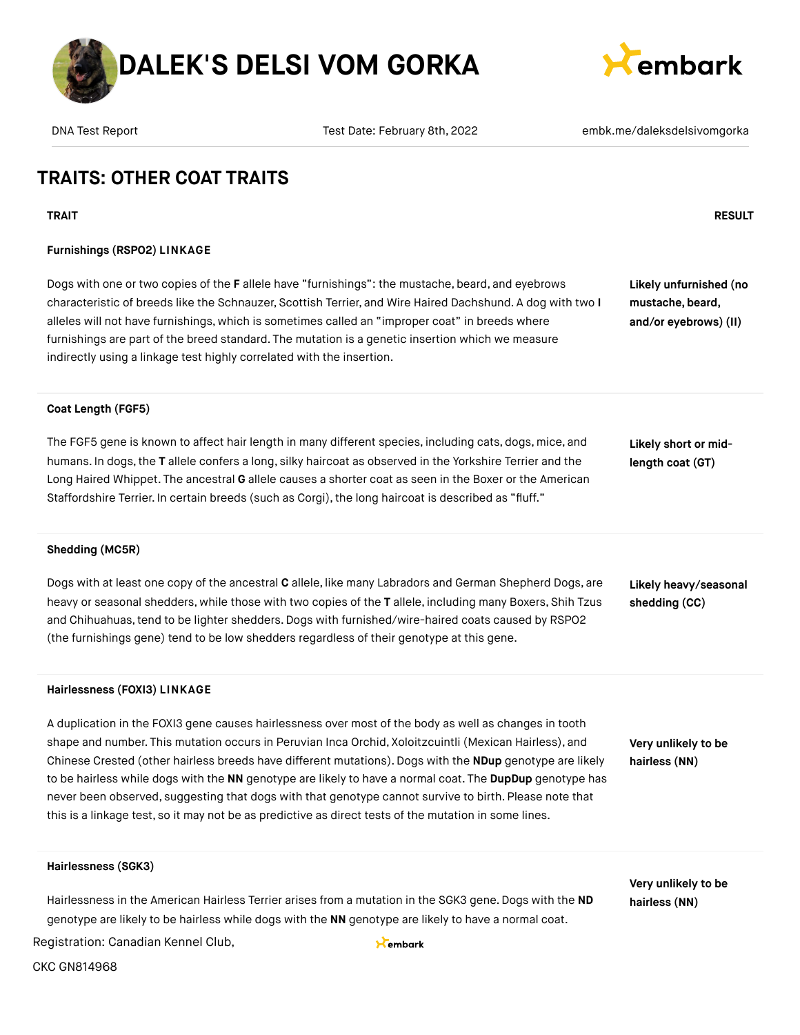# DALEK'S DELSI VOM GORKA

DNA Test Report | Test Date: February 8th, 2022 | embk.me/daleksdelsivomgorka

## TRAITS: OTHER COAT TRAITS

| TRAIT | RESULT |
| --- | --- |
| **Furnishings (RSPO2) LINKAGE**<br><br>Dogs with one or two copies of the **F** allele have "furnishings": the mustache, beard, and eyebrows characteristic of breeds like the Schnauzer, Scottish Terrier, and Wire Haired Dachshund. A dog with two **I** alleles will not have furnishings, which is sometimes called an "improper coat" in breeds where furnishings are part of the breed standard. The mutation is a genetic insertion which we measure indirectly using a linkage test highly correlated with the insertion. | **Likely unfurnished (no mustache, beard, and/or eyebrows) (II)** |
| **Coat Length (FGF5)**<br><br>The FGF5 gene is known to affect hair length in many different species, including cats, dogs, mice, and humans. In dogs, the **T** allele confers a long, silky haircoat as observed in the Yorkshire Terrier and the Long Haired Whippet. The ancestral **G** allele causes a shorter coat as seen in the Boxer or the American Staffordshire Terrier. In certain breeds (such as Corgi), the long haircoat is described as "fluff." | **Likely short or mid-length coat (GT)** |
| **Shedding (MC5R)**<br><br>Dogs with at least one copy of the ancestral **C** allele, like many Labradors and German Shepherd Dogs, are heavy or seasonal shedders, while those with two copies of the **T** allele, including many Boxers, Shih Tzus and Chihuahuas, tend to be lighter shedders. Dogs with furnished/wire-haired coats caused by RSPO2 (the furnishings gene) tend to be low shedders regardless of their genotype at this gene. | **Likely heavy/seasonal shedding (CC)** |
| **Hairlessness (FOXI3) LINKAGE**<br><br>A duplication in the FOXI3 gene causes hairlessness over most of the body as well as changes in tooth shape and number. This mutation occurs in Peruvian Inca Orchid, Xoloitzcuintli (Mexican Hairless), and Chinese Crested (other hairless breeds have different mutations). Dogs with the **NDup** genotype are likely to be hairless while dogs with the **NN** genotype are likely to have a normal coat. The **DupDup** genotype has never been observed, suggesting that dogs with that genotype cannot survive to birth. Please note that this is a linkage test, so it may not be as predictive as direct tests of the mutation in some lines. | **Very unlikely to be hairless (NN)** |
| **Hairlessness (SGK3)**<br><br>Hairlessness in the American Hairless Terrier arises from a mutation in the SGK3 gene. Dogs with the **ND** genotype are likely to be hairless while dogs with the **NN** genotype are likely to have a normal coat. | **Very unlikely to be hairless (NN)** |

Registration: Canadian Kennel Club,

CKC GN814968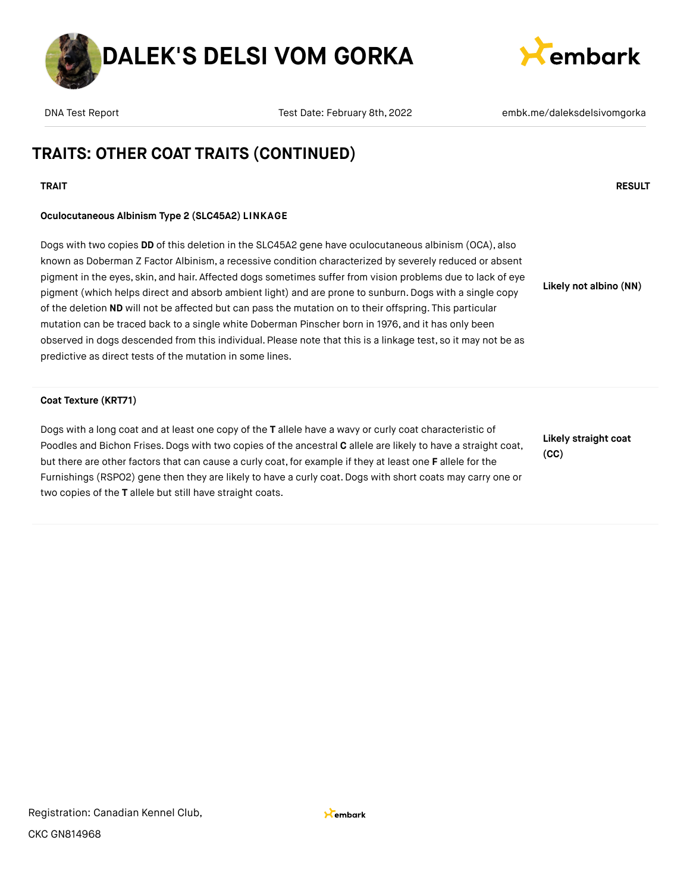# DALEK'S DELSI VOM GORKA

DNA Test Report | Test Date: February 8th, 2022 | embk.me/daleksdelsivomgorka

## TRAITS: OTHER COAT TRAITS (CONTINUED)

| TRAIT | RESULT |
|---|---|
| **Oculocutaneous Albinism Type 2 (SLC45A2) LINKAGE**<br><br>Dogs with two copies **DD** of this deletion in the SLC45A2 gene have oculocutaneous albinism (OCA), also known as Doberman Z Factor Albinism, a recessive condition characterized by severely reduced or absent pigment in the eyes, skin, and hair. Affected dogs sometimes suffer from vision problems due to lack of eye pigment (which helps direct and absorb ambient light) and are prone to sunburn. Dogs with a single copy of the deletion **ND** will not be affected but can pass the mutation on to their offspring. This particular mutation can be traced back to a single white Doberman Pinscher born in 1976, and it has only been observed in dogs descended from this individual. Please note that this is a linkage test, so it may not be as predictive as direct tests of the mutation in some lines. | **Likely not albino (NN)** |
| **Coat Texture (KRT71)**<br><br>Dogs with a long coat and at least one copy of the **T** allele have a wavy or curly coat characteristic of Poodles and Bichon Frises. Dogs with two copies of the ancestral **C** allele are likely to have a straight coat, but there are other factors that can cause a curly coat, for example if they at least one **F** allele for the Furnishings (RSPO2) gene then they are likely to have a curly coat. Dogs with short coats may carry one or two copies of the **T** allele but still have straight coats. | **Likely straight coat (CC)** |

Registration: Canadian Kennel Club, CKC GN814968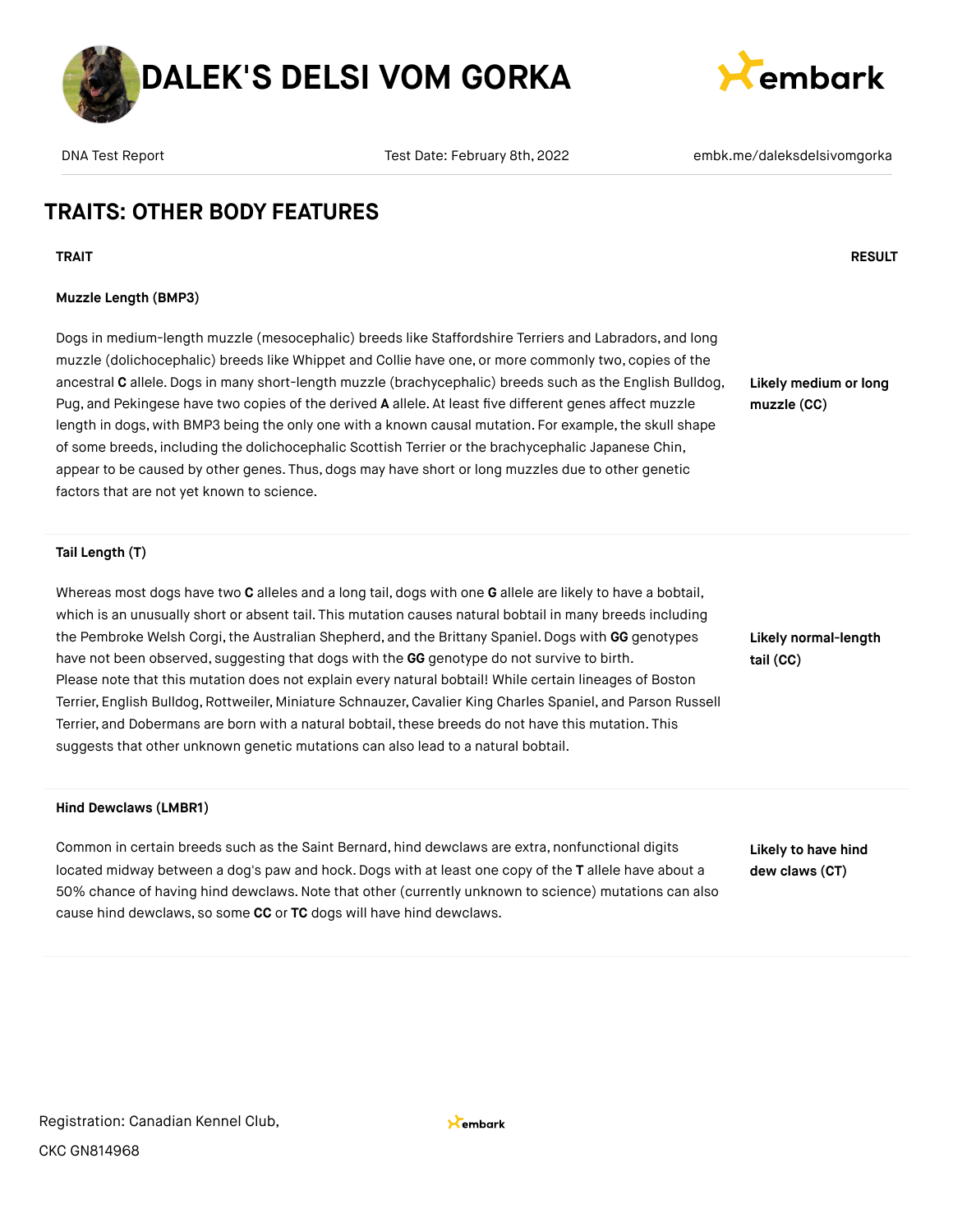# DALEK'S DELSI VOM GORKA

DNA Test Report | Test Date: February 8th, 2022 | embk.me/daleksdelsivomgorka

## TRAITS: OTHER BODY FEATURES

| TRAIT | RESULT |
|---|---|
| **Muzzle Length (BMP3)**<br><br>Dogs in medium-length muzzle (mesocephalic) breeds like Staffordshire Terriers and Labradors, and long muzzle (dolichocephalic) breeds like Whippet and Collie have one, or more commonly two, copies of the ancestral **C** allele. Dogs in many short-length muzzle (brachycephalic) breeds such as the English Bulldog, Pug, and Pekingese have two copies of the derived **A** allele. At least five different genes affect muzzle length in dogs, with BMP3 being the only one with a known causal mutation. For example, the skull shape of some breeds, including the dolichocephalic Scottish Terrier or the brachycephalic Japanese Chin, appear to be caused by other genes. Thus, dogs may have short or long muzzles due to other genetic factors that are not yet known to science. | **Likely medium or long muzzle (CC)** |
| **Tail Length (T)**<br><br>Whereas most dogs have two **C** alleles and a long tail, dogs with one **G** allele are likely to have a bobtail, which is an unusually short or absent tail. This mutation causes natural bobtail in many breeds including the Pembroke Welsh Corgi, the Australian Shepherd, and the Brittany Spaniel. Dogs with **GG** genotypes have not been observed, suggesting that dogs with the **GG** genotype do not survive to birth. Please note that this mutation does not explain every natural bobtail! While certain lineages of Boston Terrier, English Bulldog, Rottweiler, Miniature Schnauzer, Cavalier King Charles Spaniel, and Parson Russell Terrier, and Dobermans are born with a natural bobtail, these breeds do not have this mutation. This suggests that other unknown genetic mutations can also lead to a natural bobtail. | **Likely normal-length tail (CC)** |
| **Hind Dewclaws (LMBR1)**<br><br>Common in certain breeds such as the Saint Bernard, hind dewclaws are extra, nonfunctional digits located midway between a dog's paw and hock. Dogs with at least one copy of the **T** allele have about a 50% chance of having hind dewclaws. Note that other (currently unknown to science) mutations can also cause hind dewclaws, so some **CC** or **TC** dogs will have hind dewclaws. | **Likely to have hind dew claws (CT)** |

Registration: Canadian Kennel Club, CKC GN814968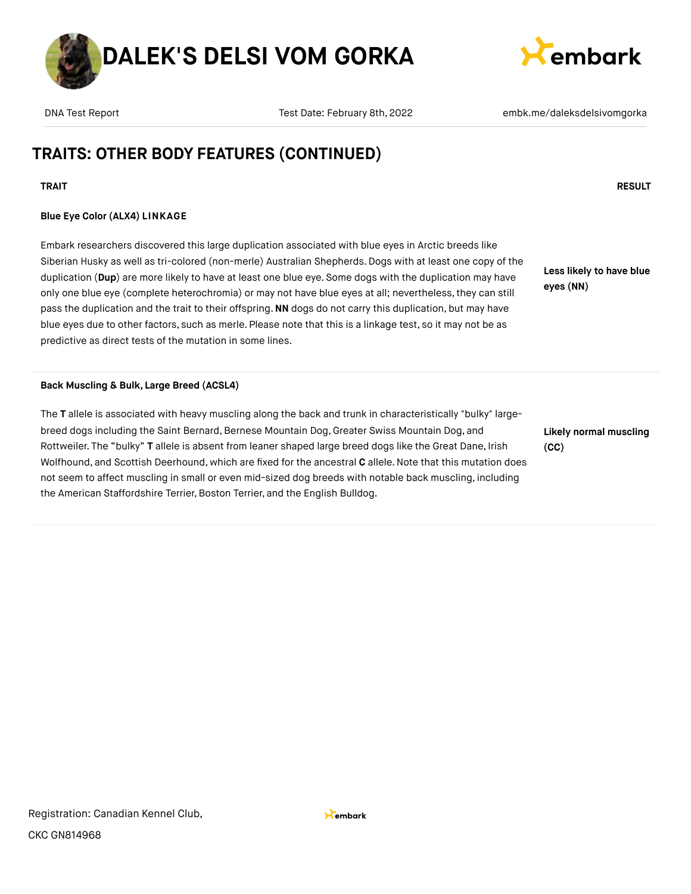## TRAITS: OTHER BODY FEATURES (CONTINUED)

| TRAIT | RESULT |
| --- | --- |
| **Blue Eye Color (ALX4) LINKAGE**<br><br>Embark researchers discovered this large duplication associated with blue eyes in Arctic breeds like Siberian Husky as well as tri-colored (non-merle) Australian Shepherds. Dogs with at least one copy of the duplication (**Dup**) are more likely to have at least one blue eye. Some dogs with the duplication may have only one blue eye (complete heterochromia) or may not have blue eyes at all; nevertheless, they can still pass the duplication and the trait to their offspring. **NN** dogs do not carry this duplication, but may have blue eyes due to other factors, such as merle. Please note that this is a linkage test, so it may not be as predictive as direct tests of the mutation in some lines. | **Less likely to have blue eyes (NN)** |
| **Back Muscling & Bulk, Large Breed (ACSL4)**<br><br>The **T** allele is associated with heavy muscling along the back and trunk in characteristically "bulky" large-breed dogs including the Saint Bernard, Bernese Mountain Dog, Greater Swiss Mountain Dog, and Rottweiler. The "bulky" **T** allele is absent from leaner shaped large breed dogs like the Great Dane, Irish Wolfhound, and Scottish Deerhound, which are fixed for the ancestral **C** allele. Note that this mutation does not seem to affect muscling in small or even mid-sized dog breeds with notable back muscling, including the American Staffordshire Terrier, Boston Terrier, and the English Bulldog. | **Likely normal muscling (CC)** |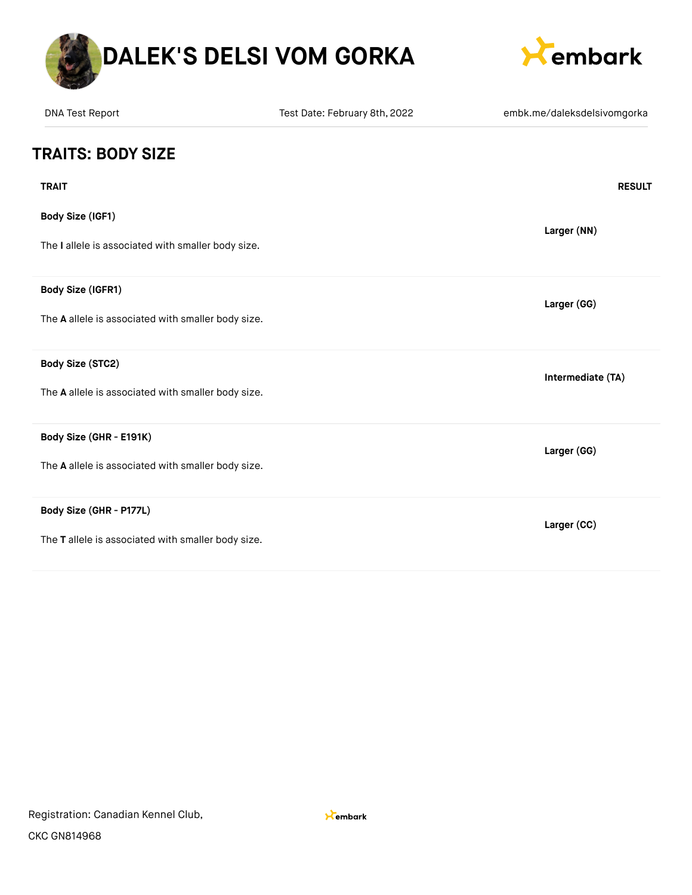# DALEK'S DELSI VOM GORKA

DNA Test Report | Test Date: February 8th, 2022 | embk.me/daleksdelsivomgorka

## TRAITS: BODY SIZE

| TRAIT | RESULT |
| --- | --- |
| **Body Size (IGF1)**<br>The **I** allele is associated with smaller body size. | **Larger (NN)** |
| **Body Size (IGFR1)**<br>The **A** allele is associated with smaller body size. | **Larger (GG)** |
| **Body Size (STC2)**<br>The **A** allele is associated with smaller body size. | **Intermediate (TA)** |
| **Body Size (GHR - E191K)**<br>The **A** allele is associated with smaller body size. | **Larger (GG)** |
| **Body Size (GHR - P177L)**<br>The **T** allele is associated with smaller body size. | **Larger (CC)** |

Registration: Canadian Kennel Club,

CKC GN814968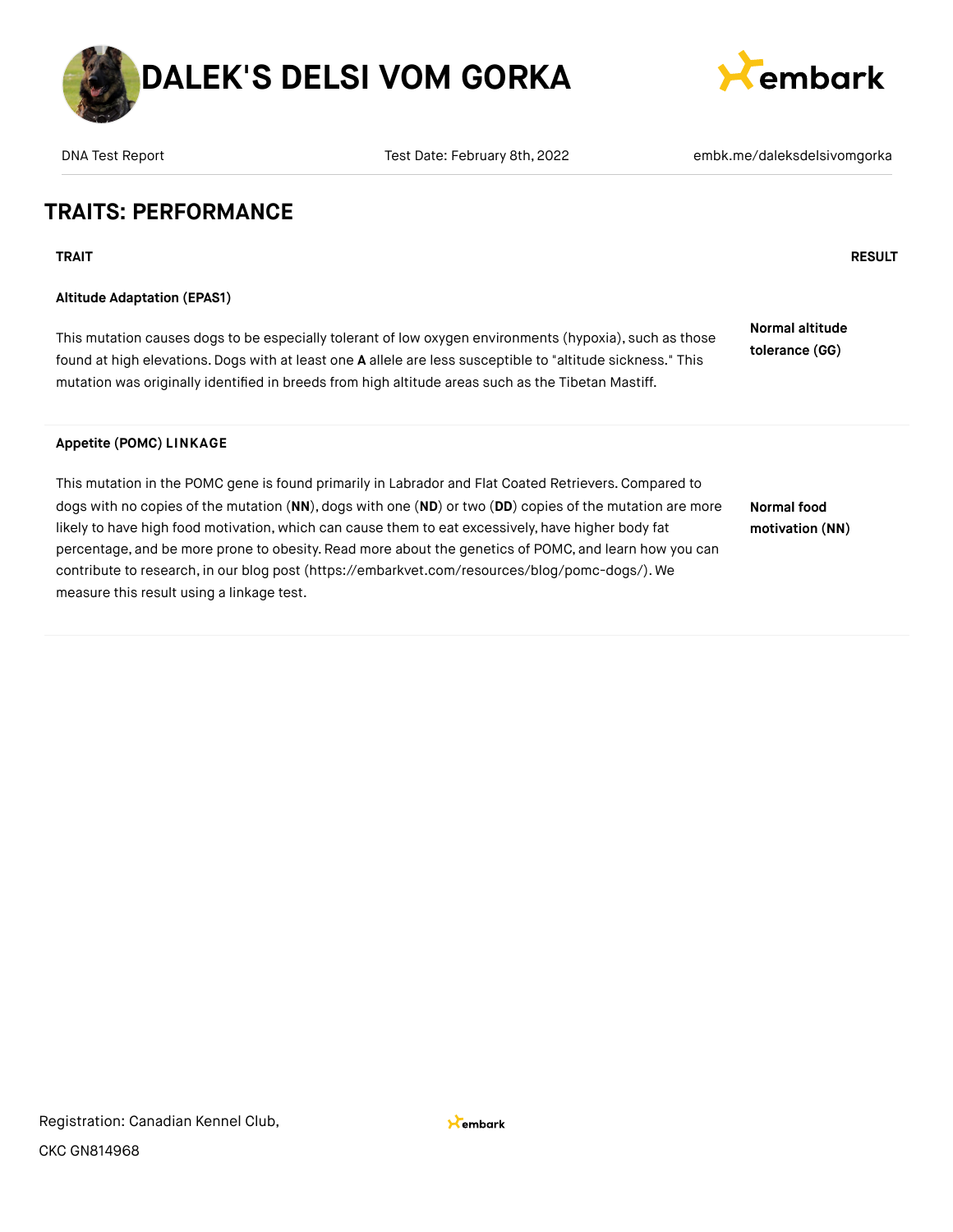## TRAITS: PERFORMANCE

| TRAIT | RESULT |
| --- | --- |
| **Altitude Adaptation (EPAS1)**<br><br>This mutation causes dogs to be especially tolerant of low oxygen environments (hypoxia), such as those found at high elevations. Dogs with at least one **A** allele are less susceptible to "altitude sickness." This mutation was originally identified in breeds from high altitude areas such as the Tibetan Mastiff. | **Normal altitude tolerance (GG)** |
| **Appetite (POMC) LINKAGE**<br><br>This mutation in the POMC gene is found primarily in Labrador and Flat Coated Retrievers. Compared to dogs with no copies of the mutation (**NN**), dogs with one (**ND**) or two (**DD**) copies of the mutation are more likely to have high food motivation, which can cause them to eat excessively, have higher body fat percentage, and be more prone to obesity. Read more about the genetics of POMC, and learn how you can contribute to research, in our blog post (https://embarkvet.com/resources/blog/pomc-dogs/). We measure this result using a linkage test. | **Normal food motivation (NN)** |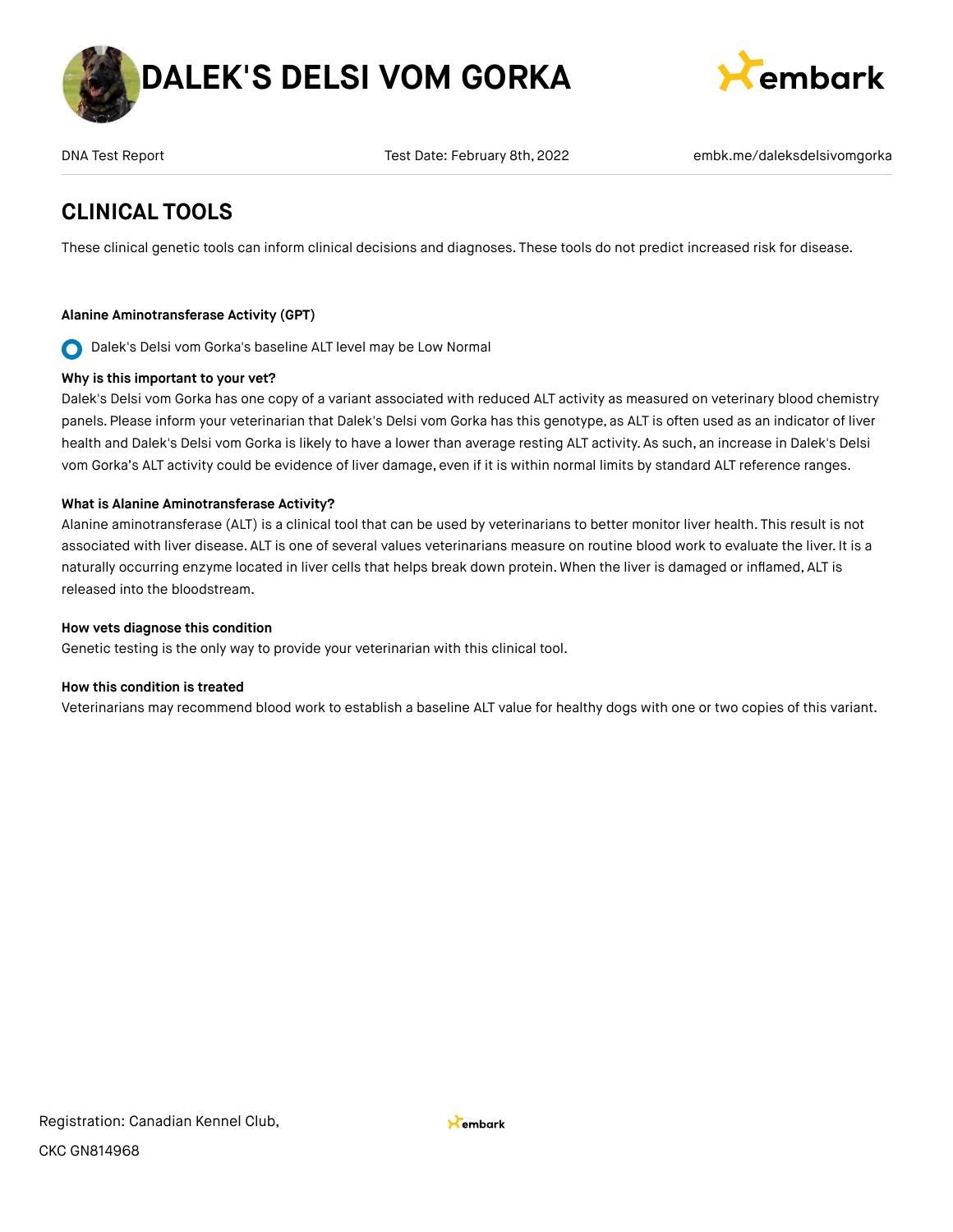# DALEK'S DELSI VOM GORKA

DNA Test Report | Test Date: February 8th, 2022 | embk.me/daleksdelsivomgorka

## CLINICAL TOOLS

These clinical genetic tools can inform clinical decisions and diagnoses. These tools do not predict increased risk for disease.

### Alanine Aminotransferase Activity (GPT)

Dalek's Delsi vom Gorka's baseline ALT level may be Low Normal

**Why is this important to your vet?**

Dalek's Delsi vom Gorka has one copy of a variant associated with reduced ALT activity as measured on veterinary blood chemistry panels. Please inform your veterinarian that Dalek's Delsi vom Gorka has this genotype, as ALT is often used as an indicator of liver health and Dalek's Delsi vom Gorka is likely to have a lower than average resting ALT activity. As such, an increase in Dalek's Delsi vom Gorka's ALT activity could be evidence of liver damage, even if it is within normal limits by standard ALT reference ranges.

**What is Alanine Aminotransferase Activity?**

Alanine aminotransferase (ALT) is a clinical tool that can be used by veterinarians to better monitor liver health. This result is not associated with liver disease. ALT is one of several values veterinarians measure on routine blood work to evaluate the liver. It is a naturally occurring enzyme located in liver cells that helps break down protein. When the liver is damaged or inflamed, ALT is released into the bloodstream.

**How vets diagnose this condition**

Genetic testing is the only way to provide your veterinarian with this clinical tool.

**How this condition is treated**

Veterinarians may recommend blood work to establish a baseline ALT value for healthy dogs with one or two copies of this variant.

Registration: Canadian Kennel Club, CKC GN814968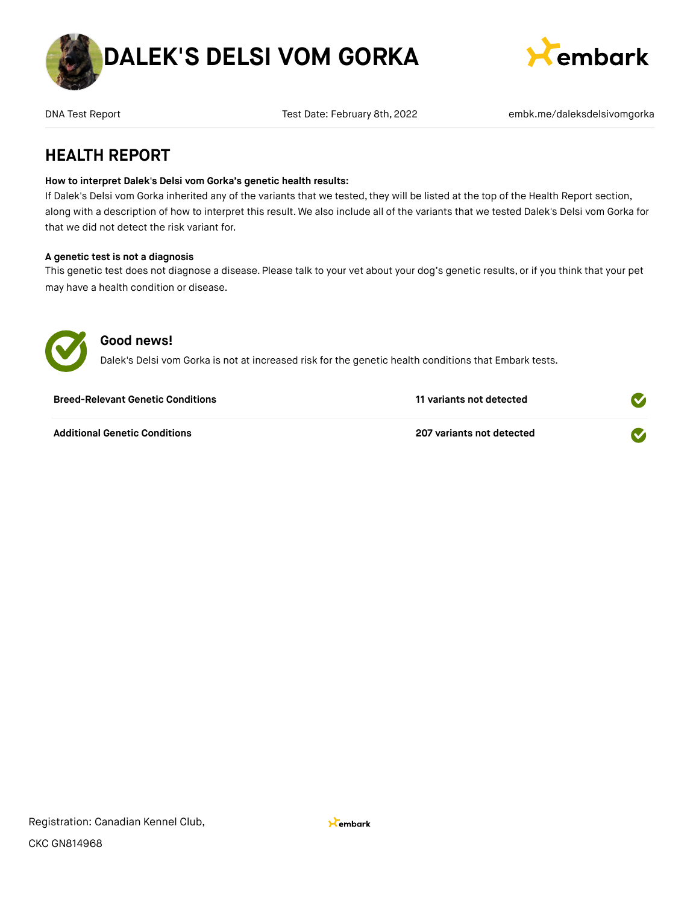# DALEK'S DELSI VOM GORKA

DNA Test Report | Test Date: February 8th, 2022 | embk.me/daleksdelsivomgorka

## HEALTH REPORT

**How to interpret Dalek's Delsi vom Gorka's genetic health results:**
If Dalek's Delsi vom Gorka inherited any of the variants that we tested, they will be listed at the top of the Health Report section, along with a description of how to interpret this result. We also include all of the variants that we tested Dalek's Delsi vom Gorka for that we did not detect the risk variant for.

**A genetic test is not a diagnosis**
This genetic test does not diagnose a disease. Please talk to your vet about your dog's genetic results, or if you think that your pet may have a health condition or disease.

### Good news!

Dalek's Delsi vom Gorka is not at increased risk for the genetic health conditions that Embark tests.

| | | |
|---|---|---|
| **Breed-Relevant Genetic Conditions** | **11 variants not detected** | ✓ |
| **Additional Genetic Conditions** | **207 variants not detected** | ✓ |

Registration: Canadian Kennel Club,

CKC GN814968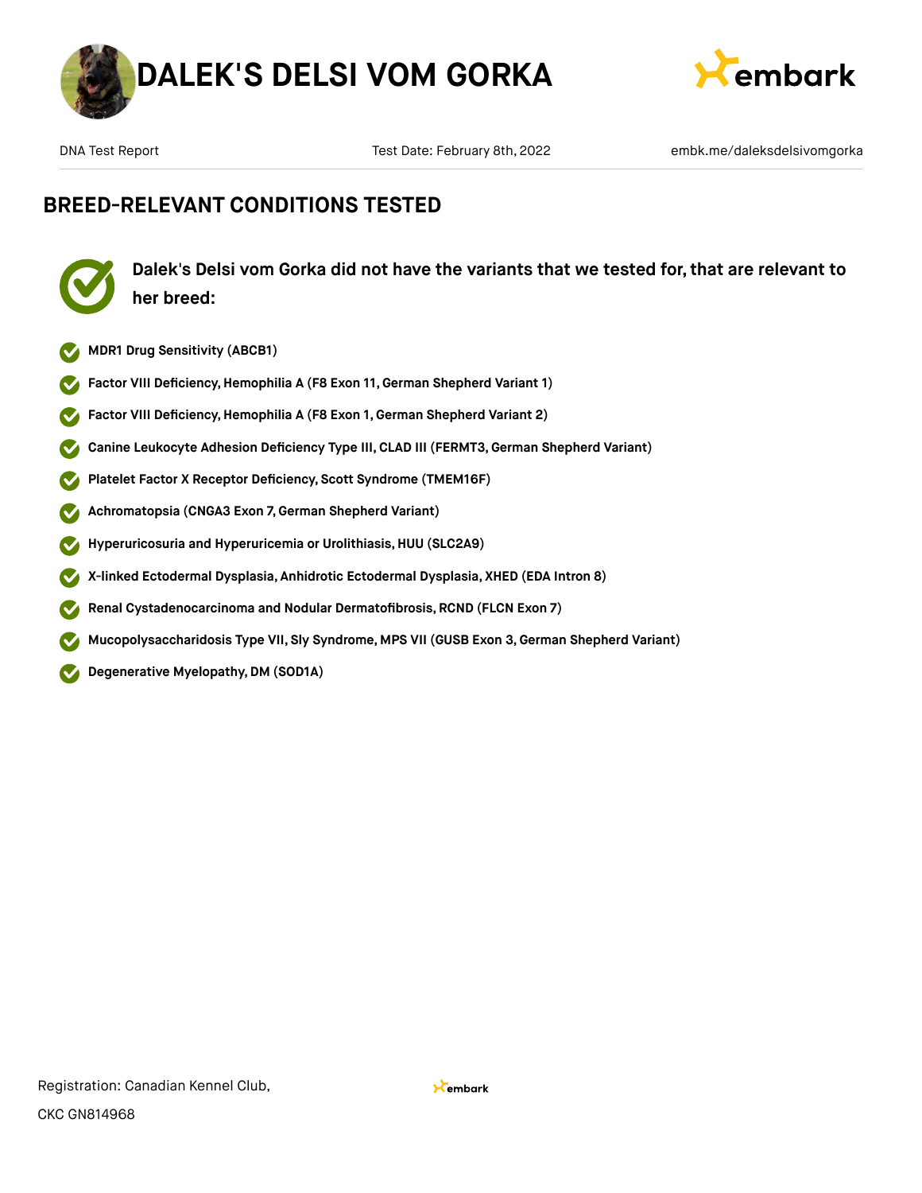# DALEK'S DELSI VOM GORKA

DNA Test Report | Test Date: February 8th, 2022 | embk.me/daleksdelsivomgorka

## BREED-RELEVANT CONDITIONS TESTED

**Dalek's Delsi vom Gorka did not have the variants that we tested for, that are relevant to her breed:**

- **MDR1 Drug Sensitivity (ABCB1)**
- **Factor VIII Deficiency, Hemophilia A (F8 Exon 11, German Shepherd Variant 1)**
- **Factor VIII Deficiency, Hemophilia A (F8 Exon 1, German Shepherd Variant 2)**
- **Canine Leukocyte Adhesion Deficiency Type III, CLAD III (FERMT3, German Shepherd Variant)**
- **Platelet Factor X Receptor Deficiency, Scott Syndrome (TMEM16F)**
- **Achromatopsia (CNGA3 Exon 7, German Shepherd Variant)**
- **Hyperuricosuria and Hyperuricemia or Urolithiasis, HUU (SLC2A9)**
- **X-linked Ectodermal Dysplasia, Anhidrotic Ectodermal Dysplasia, XHED (EDA Intron 8)**
- **Renal Cystadenocarcinoma and Nodular Dermatofibrosis, RCND (FLCN Exon 7)**
- **Mucopolysaccharidosis Type VII, Sly Syndrome, MPS VII (GUSB Exon 3, German Shepherd Variant)**
- **Degenerative Myelopathy, DM (SOD1A)**

Registration: Canadian Kennel Club,

CKC GN814968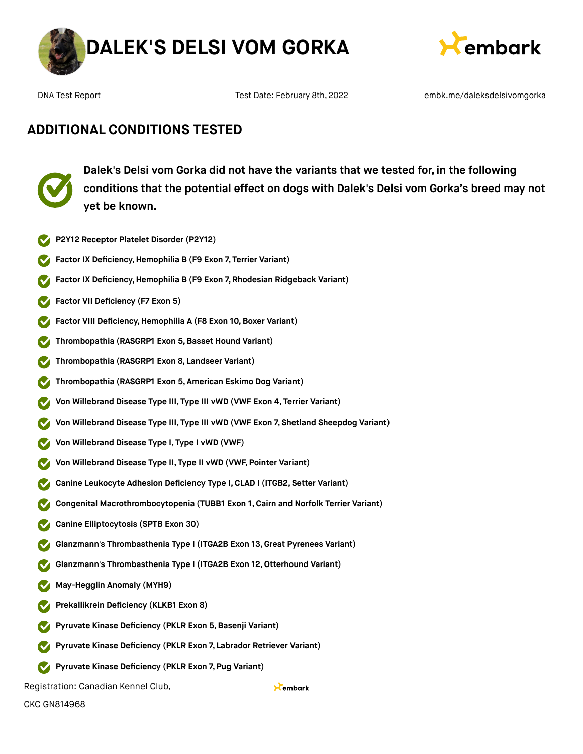## ADDITIONAL CONDITIONS TESTED

**Dalek's Delsi vom Gorka did not have the variants that we tested for, in the following conditions that the potential effect on dogs with Dalek's Delsi vom Gorka's breed may not yet be known.**

- **P2Y12 Receptor Platelet Disorder (P2Y12)**
- **Factor IX Deficiency, Hemophilia B (F9 Exon 7, Terrier Variant)**
- **Factor IX Deficiency, Hemophilia B (F9 Exon 7, Rhodesian Ridgeback Variant)**
- **Factor VII Deficiency (F7 Exon 5)**
- **Factor VIII Deficiency, Hemophilia A (F8 Exon 10, Boxer Variant)**
- **Thrombopathia (RASGRP1 Exon 5, Basset Hound Variant)**
- **Thrombopathia (RASGRP1 Exon 8, Landseer Variant)**
- **Thrombopathia (RASGRP1 Exon 5, American Eskimo Dog Variant)**
- **Von Willebrand Disease Type III, Type III vWD (VWF Exon 4, Terrier Variant)**
- **Von Willebrand Disease Type III, Type III vWD (VWF Exon 7, Shetland Sheepdog Variant)**
- **Von Willebrand Disease Type I, Type I vWD (VWF)**
- **Von Willebrand Disease Type II, Type II vWD (VWF, Pointer Variant)**
- **Canine Leukocyte Adhesion Deficiency Type I, CLAD I (ITGB2, Setter Variant)**
- **Congenital Macrothrombocytopenia (TUBB1 Exon 1, Cairn and Norfolk Terrier Variant)**
- **Canine Elliptocytosis (SPTB Exon 30)**
- **Glanzmann's Thrombasthenia Type I (ITGA2B Exon 13, Great Pyrenees Variant)**
- **Glanzmann's Thrombasthenia Type I (ITGA2B Exon 12, Otterhound Variant)**
- **May-Hegglin Anomaly (MYH9)**
- **Prekallikrein Deficiency (KLKB1 Exon 8)**
- **Pyruvate Kinase Deficiency (PKLR Exon 5, Basenji Variant)**
- **Pyruvate Kinase Deficiency (PKLR Exon 7, Labrador Retriever Variant)**
- **Pyruvate Kinase Deficiency (PKLR Exon 7, Pug Variant)**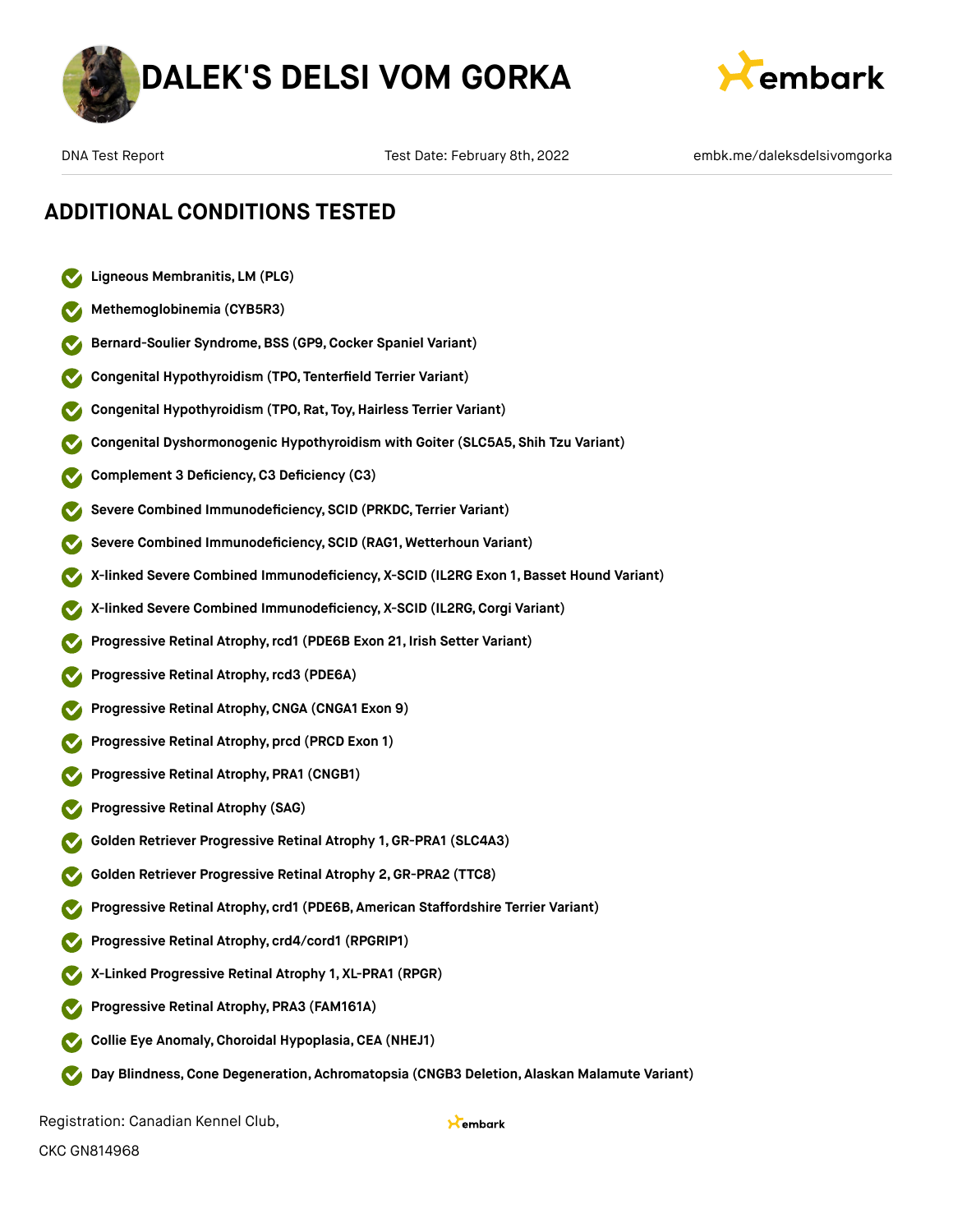## ADDITIONAL CONDITIONS TESTED

- **Ligneous Membranitis, LM (PLG)**
- **Methemoglobinemia (CYB5R3)**
- **Bernard-Soulier Syndrome, BSS (GP9, Cocker Spaniel Variant)**
- **Congenital Hypothyroidism (TPO, Tenterfield Terrier Variant)**
- **Congenital Hypothyroidism (TPO, Rat, Toy, Hairless Terrier Variant)**
- **Congenital Dyshormonogenic Hypothyroidism with Goiter (SLC5A5, Shih Tzu Variant)**
- **Complement 3 Deficiency, C3 Deficiency (C3)**
- **Severe Combined Immunodeficiency, SCID (PRKDC, Terrier Variant)**
- **Severe Combined Immunodeficiency, SCID (RAG1, Wetterhoun Variant)**
- **X-linked Severe Combined Immunodeficiency, X-SCID (IL2RG Exon 1, Basset Hound Variant)**
- **X-linked Severe Combined Immunodeficiency, X-SCID (IL2RG, Corgi Variant)**
- **Progressive Retinal Atrophy, rcd1 (PDE6B Exon 21, Irish Setter Variant)**
- **Progressive Retinal Atrophy, rcd3 (PDE6A)**
- **Progressive Retinal Atrophy, CNGA (CNGA1 Exon 9)**
- **Progressive Retinal Atrophy, prcd (PRCD Exon 1)**
- **Progressive Retinal Atrophy, PRA1 (CNGB1)**
- **Progressive Retinal Atrophy (SAG)**
- **Golden Retriever Progressive Retinal Atrophy 1, GR-PRA1 (SLC4A3)**
- **Golden Retriever Progressive Retinal Atrophy 2, GR-PRA2 (TTC8)**
- **Progressive Retinal Atrophy, crd1 (PDE6B, American Staffordshire Terrier Variant)**
- **Progressive Retinal Atrophy, crd4/cord1 (RPGRIP1)**
- **X-Linked Progressive Retinal Atrophy 1, XL-PRA1 (RPGR)**
- **Progressive Retinal Atrophy, PRA3 (FAM161A)**
- **Collie Eye Anomaly, Choroidal Hypoplasia, CEA (NHEJ1)**
- **Day Blindness, Cone Degeneration, Achromatopsia (CNGB3 Deletion, Alaskan Malamute Variant)**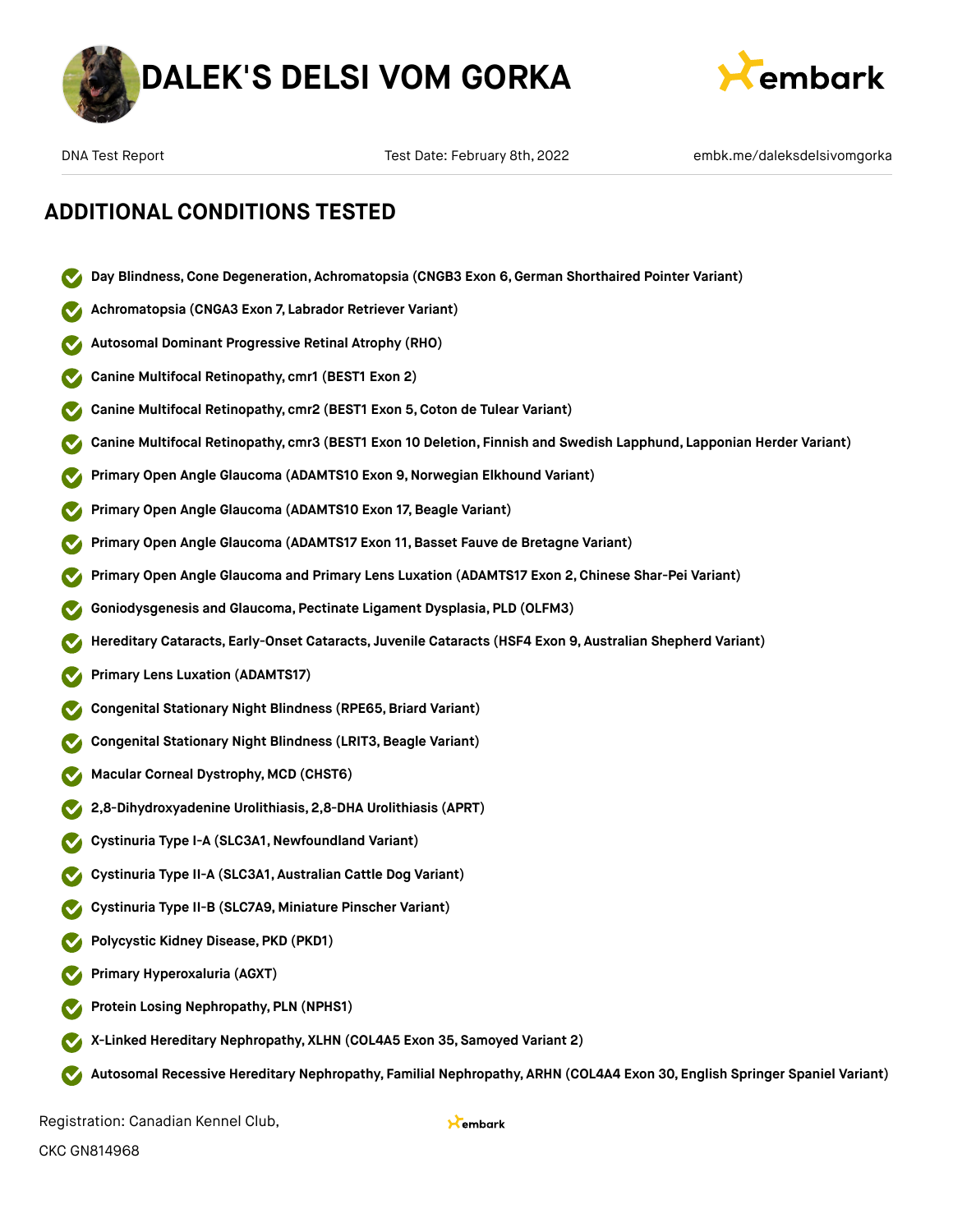# DALEK'S DELSI VOM GORKA

DNA Test Report | Test Date: February 8th, 2022 | embk.me/daleksdelsivomgorka

## ADDITIONAL CONDITIONS TESTED

- **Day Blindness, Cone Degeneration, Achromatopsia (CNGB3 Exon 6, German Shorthaired Pointer Variant)**
- **Achromatopsia (CNGA3 Exon 7, Labrador Retriever Variant)**
- **Autosomal Dominant Progressive Retinal Atrophy (RHO)**
- **Canine Multifocal Retinopathy, cmr1 (BEST1 Exon 2)**
- **Canine Multifocal Retinopathy, cmr2 (BEST1 Exon 5, Coton de Tulear Variant)**
- **Canine Multifocal Retinopathy, cmr3 (BEST1 Exon 10 Deletion, Finnish and Swedish Lapphund, Lapponian Herder Variant)**
- **Primary Open Angle Glaucoma (ADAMTS10 Exon 9, Norwegian Elkhound Variant)**
- **Primary Open Angle Glaucoma (ADAMTS10 Exon 17, Beagle Variant)**
- **Primary Open Angle Glaucoma (ADAMTS17 Exon 11, Basset Fauve de Bretagne Variant)**
- **Primary Open Angle Glaucoma and Primary Lens Luxation (ADAMTS17 Exon 2, Chinese Shar-Pei Variant)**
- **Goniodysgenesis and Glaucoma, Pectinate Ligament Dysplasia, PLD (OLFM3)**
- **Hereditary Cataracts, Early-Onset Cataracts, Juvenile Cataracts (HSF4 Exon 9, Australian Shepherd Variant)**
- **Primary Lens Luxation (ADAMTS17)**
- **Congenital Stationary Night Blindness (RPE65, Briard Variant)**
- **Congenital Stationary Night Blindness (LRIT3, Beagle Variant)**
- **Macular Corneal Dystrophy, MCD (CHST6)**
- **2,8-Dihydroxyadenine Urolithiasis, 2,8-DHA Urolithiasis (APRT)**
- **Cystinuria Type I-A (SLC3A1, Newfoundland Variant)**
- **Cystinuria Type II-A (SLC3A1, Australian Cattle Dog Variant)**
- **Cystinuria Type II-B (SLC7A9, Miniature Pinscher Variant)**
- **Polycystic Kidney Disease, PKD (PKD1)**
- **Primary Hyperoxaluria (AGXT)**
- **Protein Losing Nephropathy, PLN (NPHS1)**
- **X-Linked Hereditary Nephropathy, XLHN (COL4A5 Exon 35, Samoyed Variant 2)**
- **Autosomal Recessive Hereditary Nephropathy, Familial Nephropathy, ARHN (COL4A4 Exon 30, English Springer Spaniel Variant)**

Registration: Canadian Kennel Club,

CKC GN814968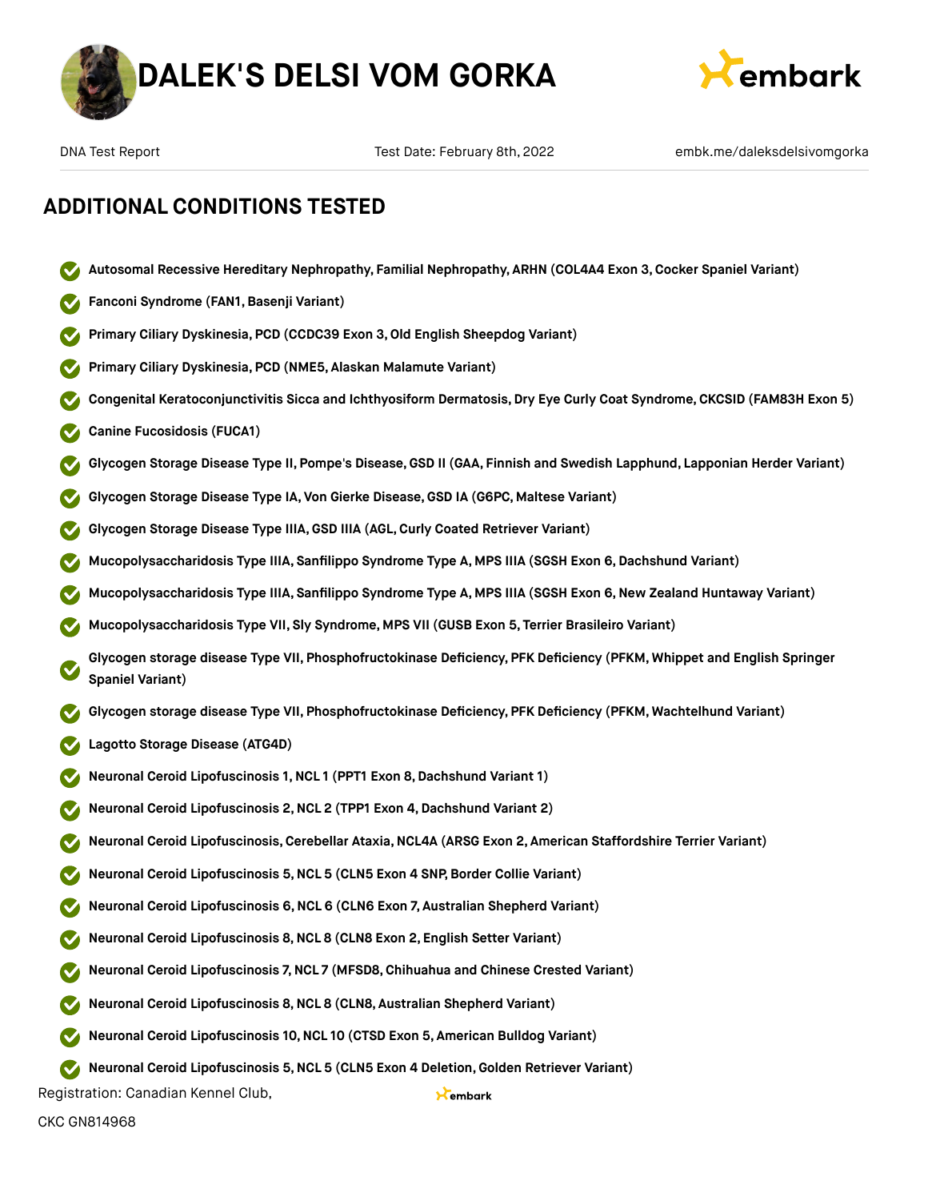# DALEK'S DELSI VOM GORKA

DNA Test Report | Test Date: February 8th, 2022 | embk.me/daleksdelsivomgorka

## ADDITIONAL CONDITIONS TESTED

- **Autosomal Recessive Hereditary Nephropathy, Familial Nephropathy, ARHN (COL4A4 Exon 3, Cocker Spaniel Variant)**
- **Fanconi Syndrome (FAN1, Basenji Variant)**
- **Primary Ciliary Dyskinesia, PCD (CCDC39 Exon 3, Old English Sheepdog Variant)**
- **Primary Ciliary Dyskinesia, PCD (NME5, Alaskan Malamute Variant)**
- **Congenital Keratoconjunctivitis Sicca and Ichthyosiform Dermatosis, Dry Eye Curly Coat Syndrome, CKCSID (FAM83H Exon 5)**
- **Canine Fucosidosis (FUCA1)**
- **Glycogen Storage Disease Type II, Pompe's Disease, GSD II (GAA, Finnish and Swedish Lapphund, Lapponian Herder Variant)**
- **Glycogen Storage Disease Type IA, Von Gierke Disease, GSD IA (G6PC, Maltese Variant)**
- **Glycogen Storage Disease Type IIIA, GSD IIIA (AGL, Curly Coated Retriever Variant)**
- **Mucopolysaccharidosis Type IIIA, Sanfilippo Syndrome Type A, MPS IIIA (SGSH Exon 6, Dachshund Variant)**
- **Mucopolysaccharidosis Type IIIA, Sanfilippo Syndrome Type A, MPS IIIA (SGSH Exon 6, New Zealand Huntaway Variant)**
- **Mucopolysaccharidosis Type VII, Sly Syndrome, MPS VII (GUSB Exon 5, Terrier Brasileiro Variant)**
- **Glycogen storage disease Type VII, Phosphofructokinase Deficiency, PFK Deficiency (PFKM, Whippet and English Springer Spaniel Variant)**
- **Glycogen storage disease Type VII, Phosphofructokinase Deficiency, PFK Deficiency (PFKM, Wachtelhund Variant)**
- **Lagotto Storage Disease (ATG4D)**
- **Neuronal Ceroid Lipofuscinosis 1, NCL 1 (PPT1 Exon 8, Dachshund Variant 1)**
- **Neuronal Ceroid Lipofuscinosis 2, NCL 2 (TPP1 Exon 4, Dachshund Variant 2)**
- **Neuronal Ceroid Lipofuscinosis, Cerebellar Ataxia, NCL4A (ARSG Exon 2, American Staffordshire Terrier Variant)**
- **Neuronal Ceroid Lipofuscinosis 5, NCL 5 (CLN5 Exon 4 SNP, Border Collie Variant)**
- **Neuronal Ceroid Lipofuscinosis 6, NCL 6 (CLN6 Exon 7, Australian Shepherd Variant)**
- **Neuronal Ceroid Lipofuscinosis 8, NCL 8 (CLN8 Exon 2, English Setter Variant)**
- **Neuronal Ceroid Lipofuscinosis 7, NCL 7 (MFSD8, Chihuahua and Chinese Crested Variant)**
- **Neuronal Ceroid Lipofuscinosis 8, NCL 8 (CLN8, Australian Shepherd Variant)**
- **Neuronal Ceroid Lipofuscinosis 10, NCL 10 (CTSD Exon 5, American Bulldog Variant)**
- **Neuronal Ceroid Lipofuscinosis 5, NCL 5 (CLN5 Exon 4 Deletion, Golden Retriever Variant)**

Registration: Canadian Kennel Club, CKC GN814968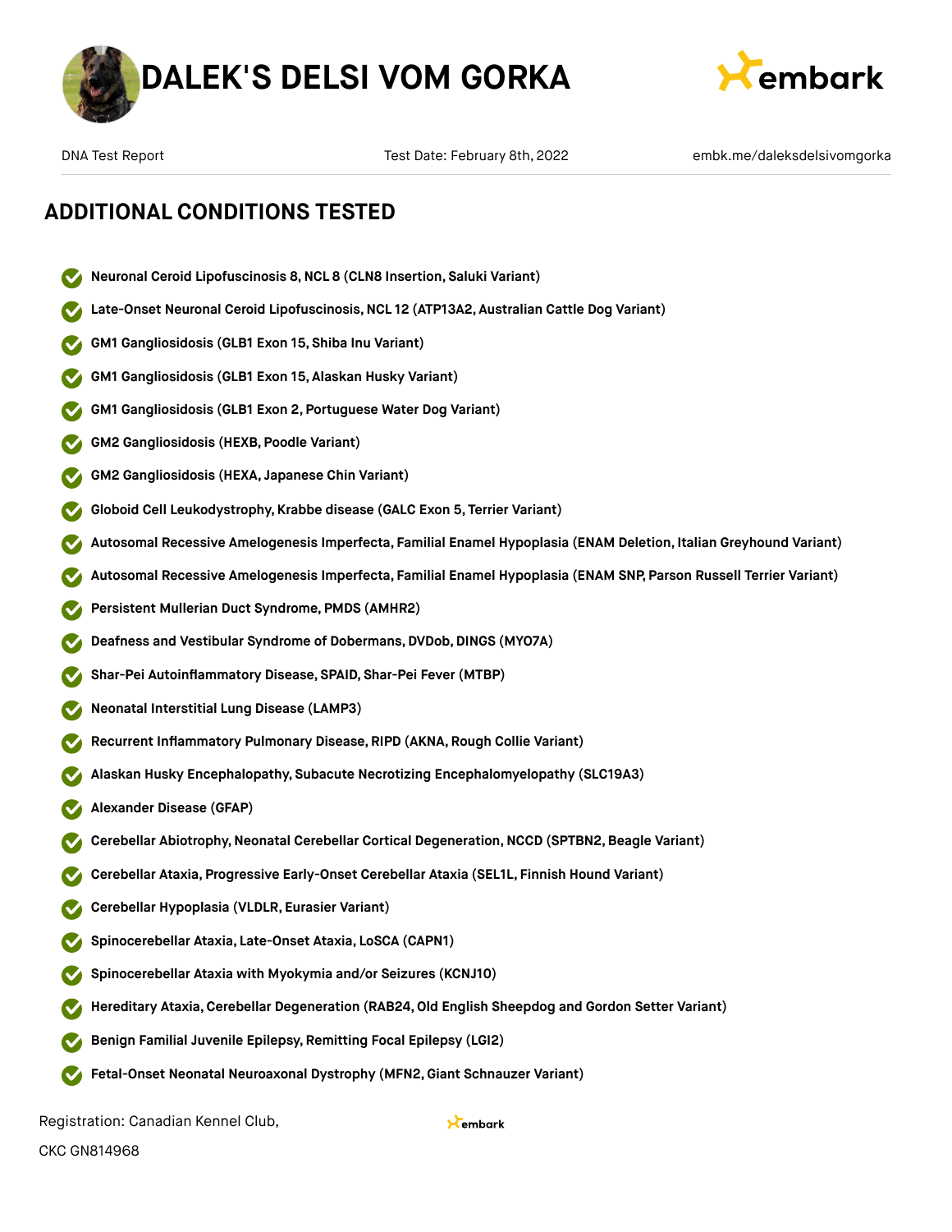# DALEK'S DELSI VOM GORKA

DNA Test Report | Test Date: February 8th, 2022 | embk.me/daleksdelsivomgorka

## ADDITIONAL CONDITIONS TESTED

- **Neuronal Ceroid Lipofuscinosis 8, NCL 8 (CLN8 Insertion, Saluki Variant)**
- **Late-Onset Neuronal Ceroid Lipofuscinosis, NCL 12 (ATP13A2, Australian Cattle Dog Variant)**
- **GM1 Gangliosidosis (GLB1 Exon 15, Shiba Inu Variant)**
- **GM1 Gangliosidosis (GLB1 Exon 15, Alaskan Husky Variant)**
- **GM1 Gangliosidosis (GLB1 Exon 2, Portuguese Water Dog Variant)**
- **GM2 Gangliosidosis (HEXB, Poodle Variant)**
- **GM2 Gangliosidosis (HEXA, Japanese Chin Variant)**
- **Globoid Cell Leukodystrophy, Krabbe disease (GALC Exon 5, Terrier Variant)**
- **Autosomal Recessive Amelogenesis Imperfecta, Familial Enamel Hypoplasia (ENAM Deletion, Italian Greyhound Variant)**
- **Autosomal Recessive Amelogenesis Imperfecta, Familial Enamel Hypoplasia (ENAM SNP, Parson Russell Terrier Variant)**
- **Persistent Mullerian Duct Syndrome, PMDS (AMHR2)**
- **Deafness and Vestibular Syndrome of Dobermans, DVDob, DINGS (MYO7A)**
- **Shar-Pei Autoinflammatory Disease, SPAID, Shar-Pei Fever (MTBP)**
- **Neonatal Interstitial Lung Disease (LAMP3)**
- **Recurrent Inflammatory Pulmonary Disease, RIPD (AKNA, Rough Collie Variant)**
- **Alaskan Husky Encephalopathy, Subacute Necrotizing Encephalomyelopathy (SLC19A3)**
- **Alexander Disease (GFAP)**
- **Cerebellar Abiotrophy, Neonatal Cerebellar Cortical Degeneration, NCCD (SPTBN2, Beagle Variant)**
- **Cerebellar Ataxia, Progressive Early-Onset Cerebellar Ataxia (SEL1L, Finnish Hound Variant)**
- **Cerebellar Hypoplasia (VLDLR, Eurasier Variant)**
- **Spinocerebellar Ataxia, Late-Onset Ataxia, LoSCA (CAPN1)**
- **Spinocerebellar Ataxia with Myokymia and/or Seizures (KCNJ10)**
- **Hereditary Ataxia, Cerebellar Degeneration (RAB24, Old English Sheepdog and Gordon Setter Variant)**
- **Benign Familial Juvenile Epilepsy, Remitting Focal Epilepsy (LGI2)**
- **Fetal-Onset Neonatal Neuroaxonal Dystrophy (MFN2, Giant Schnauzer Variant)**

Registration: Canadian Kennel Club, CKC GN814968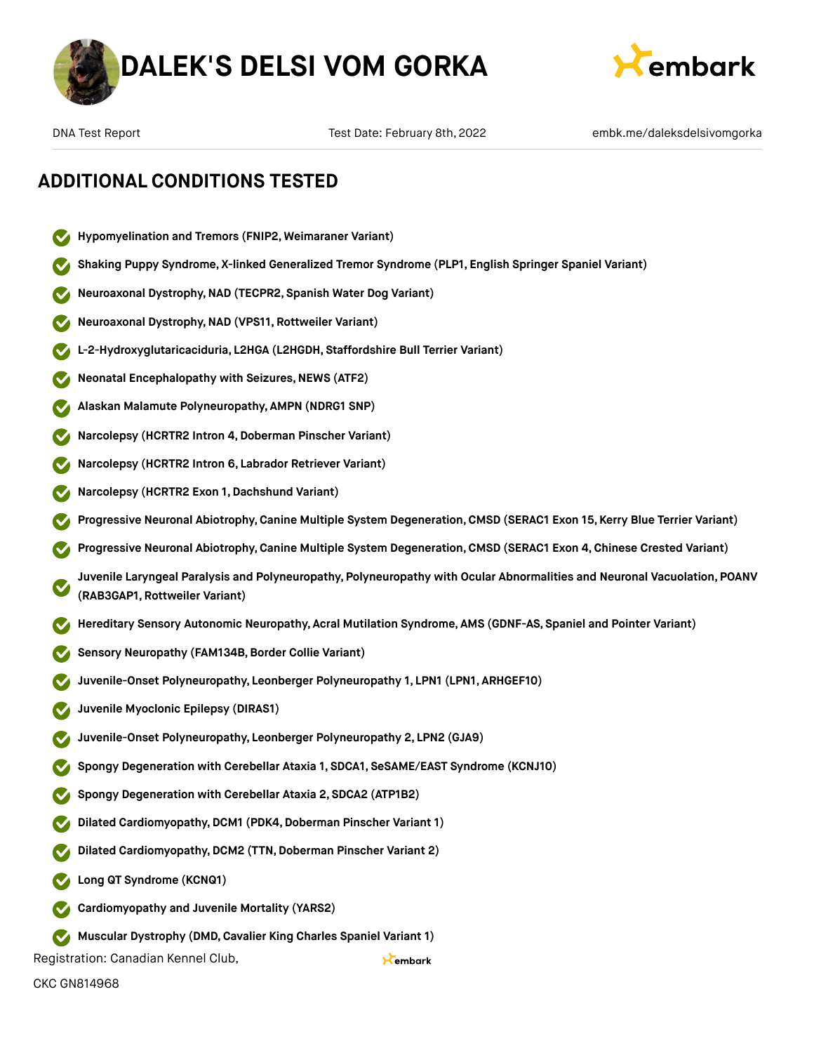# DALEK'S DELSI VOM GORKA

DNA Test Report | Test Date: February 8th, 2022 | embk.me/daleksdelsivomgorka

## ADDITIONAL CONDITIONS TESTED

- Hypomyelination and Tremors (FNIP2, Weimaraner Variant)
- Shaking Puppy Syndrome, X-linked Generalized Tremor Syndrome (PLP1, English Springer Spaniel Variant)
- Neuroaxonal Dystrophy, NAD (TECPR2, Spanish Water Dog Variant)
- Neuroaxonal Dystrophy, NAD (VPS11, Rottweiler Variant)
- L-2-Hydroxyglutaricaciduria, L2HGA (L2HGDH, Staffordshire Bull Terrier Variant)
- Neonatal Encephalopathy with Seizures, NEWS (ATF2)
- Alaskan Malamute Polyneuropathy, AMPN (NDRG1 SNP)
- Narcolepsy (HCRTR2 Intron 4, Doberman Pinscher Variant)
- Narcolepsy (HCRTR2 Intron 6, Labrador Retriever Variant)
- Narcolepsy (HCRTR2 Exon 1, Dachshund Variant)
- Progressive Neuronal Abiotrophy, Canine Multiple System Degeneration, CMSD (SERAC1 Exon 15, Kerry Blue Terrier Variant)
- Progressive Neuronal Abiotrophy, Canine Multiple System Degeneration, CMSD (SERAC1 Exon 4, Chinese Crested Variant)
- Juvenile Laryngeal Paralysis and Polyneuropathy, Polyneuropathy with Ocular Abnormalities and Neuronal Vacuolation, POANV (RAB3GAP1, Rottweiler Variant)
- Hereditary Sensory Autonomic Neuropathy, Acral Mutilation Syndrome, AMS (GDNF-AS, Spaniel and Pointer Variant)
- Sensory Neuropathy (FAM134B, Border Collie Variant)
- Juvenile-Onset Polyneuropathy, Leonberger Polyneuropathy 1, LPN1 (LPN1, ARHGEF10)
- Juvenile Myoclonic Epilepsy (DIRAS1)
- Juvenile-Onset Polyneuropathy, Leonberger Polyneuropathy 2, LPN2 (GJA9)
- Spongy Degeneration with Cerebellar Ataxia 1, SDCA1, SeSAME/EAST Syndrome (KCNJ10)
- Spongy Degeneration with Cerebellar Ataxia 2, SDCA2 (ATP1B2)
- Dilated Cardiomyopathy, DCM1 (PDK4, Doberman Pinscher Variant 1)
- Dilated Cardiomyopathy, DCM2 (TTN, Doberman Pinscher Variant 2)
- Long QT Syndrome (KCNQ1)
- Cardiomyopathy and Juvenile Mortality (YARS2)
- Muscular Dystrophy (DMD, Cavalier King Charles Spaniel Variant 1)

Registration: Canadian Kennel Club,

CKC GN814968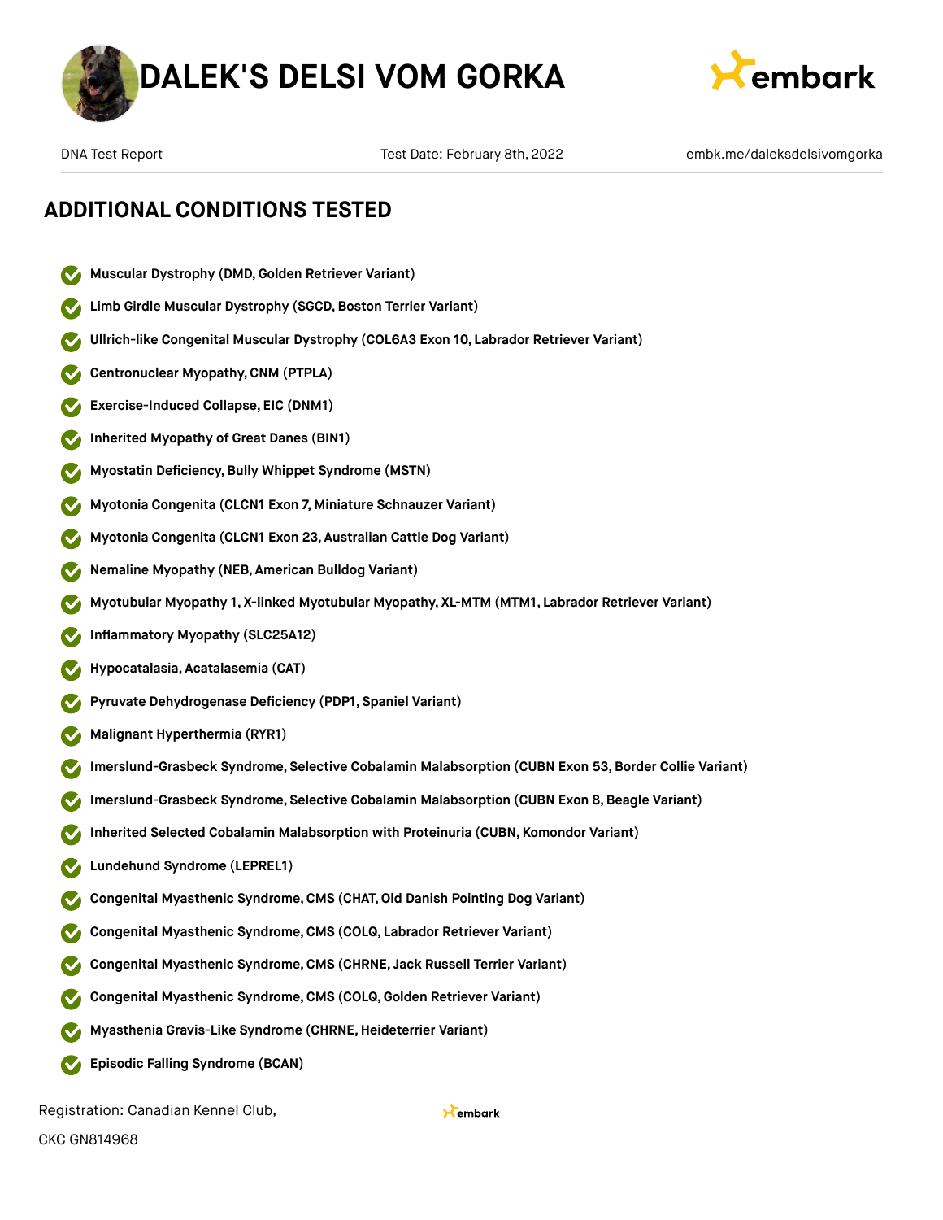## ADDITIONAL CONDITIONS TESTED

- Muscular Dystrophy (DMD, Golden Retriever Variant)
- Limb Girdle Muscular Dystrophy (SGCD, Boston Terrier Variant)
- Ullrich-like Congenital Muscular Dystrophy (COL6A3 Exon 10, Labrador Retriever Variant)
- Centronuclear Myopathy, CNM (PTPLA)
- Exercise-Induced Collapse, EIC (DNM1)
- Inherited Myopathy of Great Danes (BIN1)
- Myostatin Deficiency, Bully Whippet Syndrome (MSTN)
- Myotonia Congenita (CLCN1 Exon 7, Miniature Schnauzer Variant)
- Myotonia Congenita (CLCN1 Exon 23, Australian Cattle Dog Variant)
- Nemaline Myopathy (NEB, American Bulldog Variant)
- Myotubular Myopathy 1, X-linked Myotubular Myopathy, XL-MTM (MTM1, Labrador Retriever Variant)
- Inflammatory Myopathy (SLC25A12)
- Hypocatalasia, Acatalasemia (CAT)
- Pyruvate Dehydrogenase Deficiency (PDP1, Spaniel Variant)
- Malignant Hyperthermia (RYR1)
- Imerslund-Grasbeck Syndrome, Selective Cobalamin Malabsorption (CUBN Exon 53, Border Collie Variant)
- Imerslund-Grasbeck Syndrome, Selective Cobalamin Malabsorption (CUBN Exon 8, Beagle Variant)
- Inherited Selected Cobalamin Malabsorption with Proteinuria (CUBN, Komondor Variant)
- Lundehund Syndrome (LEPREL1)
- Congenital Myasthenic Syndrome, CMS (CHAT, Old Danish Pointing Dog Variant)
- Congenital Myasthenic Syndrome, CMS (COLQ, Labrador Retriever Variant)
- Congenital Myasthenic Syndrome, CMS (CHRNE, Jack Russell Terrier Variant)
- Congenital Myasthenic Syndrome, CMS (COLQ, Golden Retriever Variant)
- Myasthenia Gravis-Like Syndrome (CHRNE, Heideterrier Variant)
- Episodic Falling Syndrome (BCAN)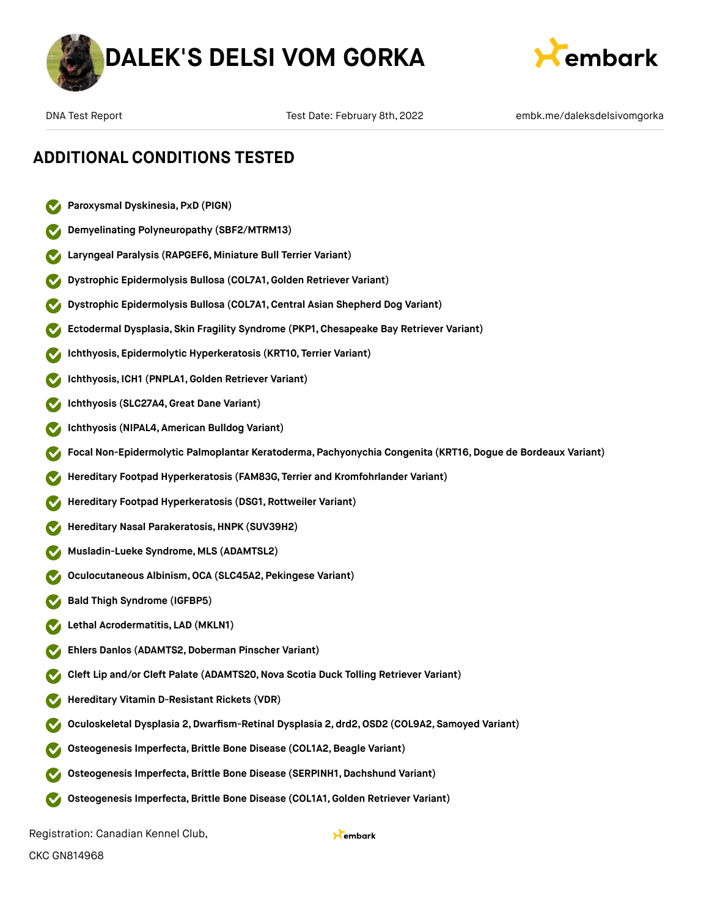# DALEK'S DELSI VOM GORKA

DNA Test Report | Test Date: February 8th, 2022 | embk.me/daleksdelsivomgorka

## ADDITIONAL CONDITIONS TESTED

- **Paroxysmal Dyskinesia, PxD (PIGN)**
- **Demyelinating Polyneuropathy (SBF2/MTRM13)**
- **Laryngeal Paralysis (RAPGEF6, Miniature Bull Terrier Variant)**
- **Dystrophic Epidermolysis Bullosa (COL7A1, Golden Retriever Variant)**
- **Dystrophic Epidermolysis Bullosa (COL7A1, Central Asian Shepherd Dog Variant)**
- **Ectodermal Dysplasia, Skin Fragility Syndrome (PKP1, Chesapeake Bay Retriever Variant)**
- **Ichthyosis, Epidermolytic Hyperkeratosis (KRT10, Terrier Variant)**
- **Ichthyosis, ICH1 (PNPLA1, Golden Retriever Variant)**
- **Ichthyosis (SLC27A4, Great Dane Variant)**
- **Ichthyosis (NIPAL4, American Bulldog Variant)**
- **Focal Non-Epidermolytic Palmoplantar Keratoderma, Pachyonychia Congenita (KRT16, Dogue de Bordeaux Variant)**
- **Hereditary Footpad Hyperkeratosis (FAM83G, Terrier and Kromfohrlander Variant)**
- **Hereditary Footpad Hyperkeratosis (DSG1, Rottweiler Variant)**
- **Hereditary Nasal Parakeratosis, HNPK (SUV39H2)**
- **Musladin-Lueke Syndrome, MLS (ADAMTSL2)**
- **Oculocutaneous Albinism, OCA (SLC45A2, Pekingese Variant)**
- **Bald Thigh Syndrome (IGFBP5)**
- **Lethal Acrodermatitis, LAD (MKLN1)**
- **Ehlers Danlos (ADAMTS2, Doberman Pinscher Variant)**
- **Cleft Lip and/or Cleft Palate (ADAMTS20, Nova Scotia Duck Tolling Retriever Variant)**
- **Hereditary Vitamin D-Resistant Rickets (VDR)**
- **Oculoskeletal Dysplasia 2, Dwarfism-Retinal Dysplasia 2, drd2, OSD2 (COL9A2, Samoyed Variant)**
- **Osteogenesis Imperfecta, Brittle Bone Disease (COL1A2, Beagle Variant)**
- **Osteogenesis Imperfecta, Brittle Bone Disease (SERPINH1, Dachshund Variant)**
- **Osteogenesis Imperfecta, Brittle Bone Disease (COL1A1, Golden Retriever Variant)**

Registration: Canadian Kennel Club,

CKC GN814968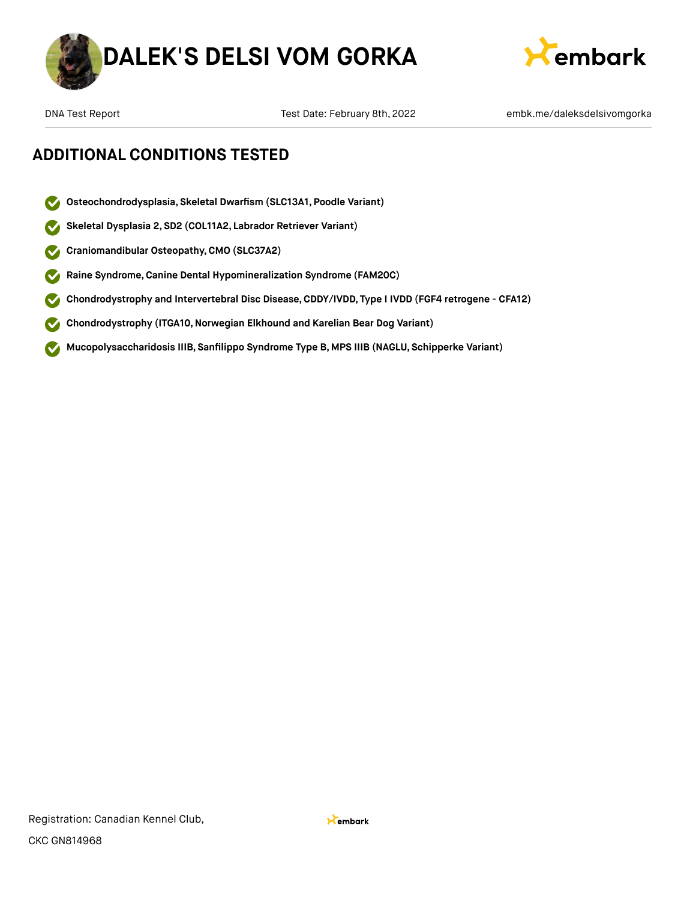## ADDITIONAL CONDITIONS TESTED

- **Osteochondrodysplasia, Skeletal Dwarfism (SLC13A1, Poodle Variant)**
- **Skeletal Dysplasia 2, SD2 (COL11A2, Labrador Retriever Variant)**
- **Craniomandibular Osteopathy, CMO (SLC37A2)**
- **Raine Syndrome, Canine Dental Hypomineralization Syndrome (FAM20C)**
- **Chondrodystrophy and Intervertebral Disc Disease, CDDY/IVDD, Type I IVDD (FGF4 retrogene - CFA12)**
- **Chondrodystrophy (ITGA10, Norwegian Elkhound and Karelian Bear Dog Variant)**
- **Mucopolysaccharidosis IIIB, Sanfilippo Syndrome Type B, MPS IIIB (NAGLU, Schipperke Variant)**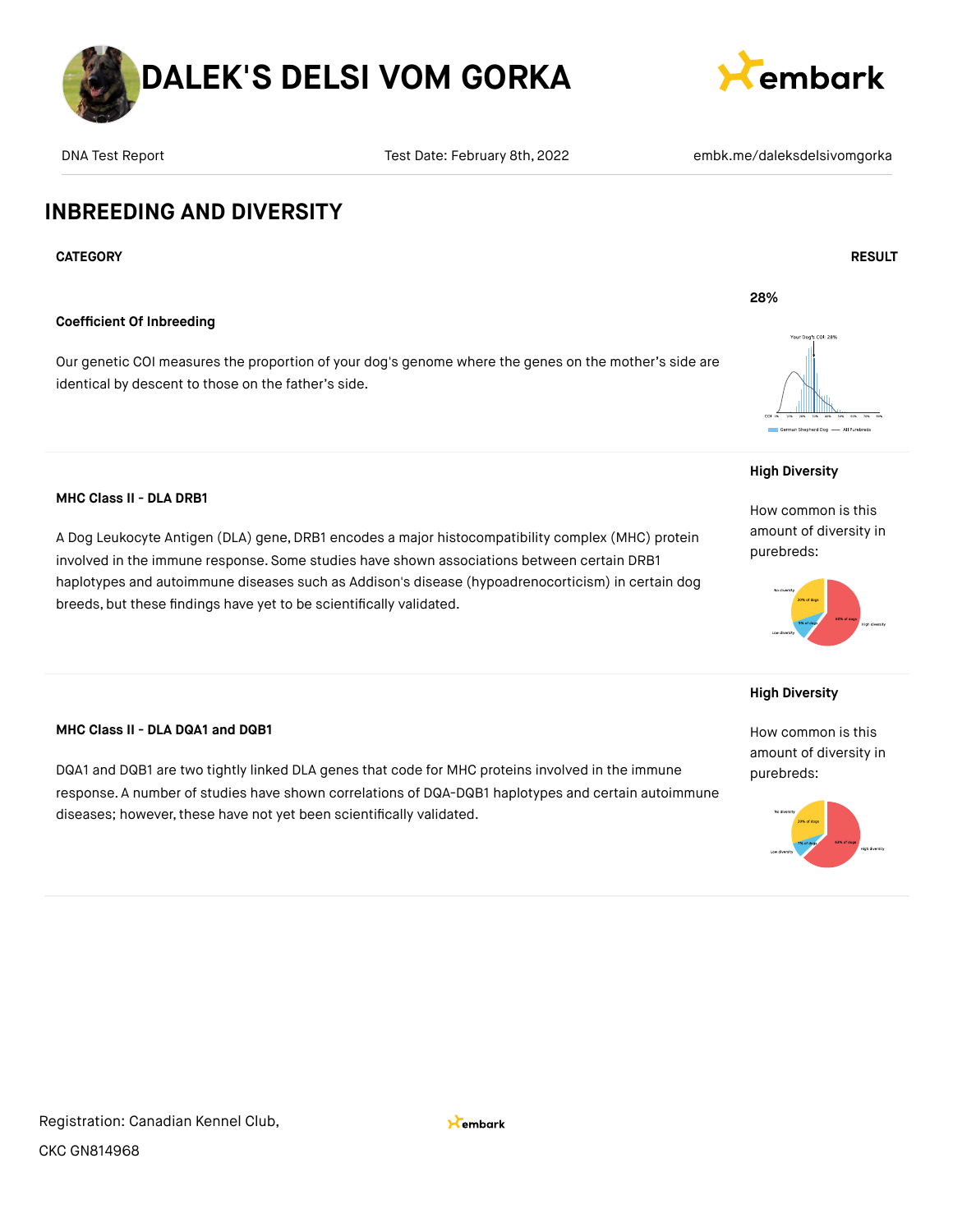# DALEK'S DELSI VOM GORKA

DNA Test Report

Test Date: February 8th, 2022

embk.me/daleksdelsivomgorka

## INBREEDING AND DIVERSITY

**CATEGORY**

**RESULT**

### Coefficient Of Inbreeding

**28%**

Our genetic COI measures the proportion of your dog's genome where the genes on the mother's side are identical by descent to those on the father's side.

Your Dog's COI: 28%

COI 0% 10% 20% 30% 40% 50% 60% 70% 80%

German Shepherd Dog — All Purebreds

### MHC Class II - DLA DRB1

**High Diversity**

A Dog Leukocyte Antigen (DLA) gene, DRB1 encodes a major histocompatibility complex (MHC) protein involved in the immune response. Some studies have shown associations between certain DRB1 haplotypes and autoimmune diseases such as Addison's disease (hypoadrenocorticism) in certain dog breeds, but these findings have yet to be scientifically validated.

How common is this amount of diversity in purebreds:

No diversity

30% of dogs

9% of dogs

60% of dogs

High diversity

Low diversity

### MHC Class II - DLA DQA1 and DQB1

**High Diversity**

DQA1 and DQB1 are two tightly linked DLA genes that code for MHC proteins involved in the immune response. A number of studies have shown correlations of DQA-DQB1 haplotypes and certain autoimmune diseases; however, these have not yet been scientifically validated.

How common is this amount of diversity in purebreds:

No diversity

30% of dogs

7% of dogs

62% of dogs

High diversity

Low diversity

Registration: Canadian Kennel Club,

CKC GN814968